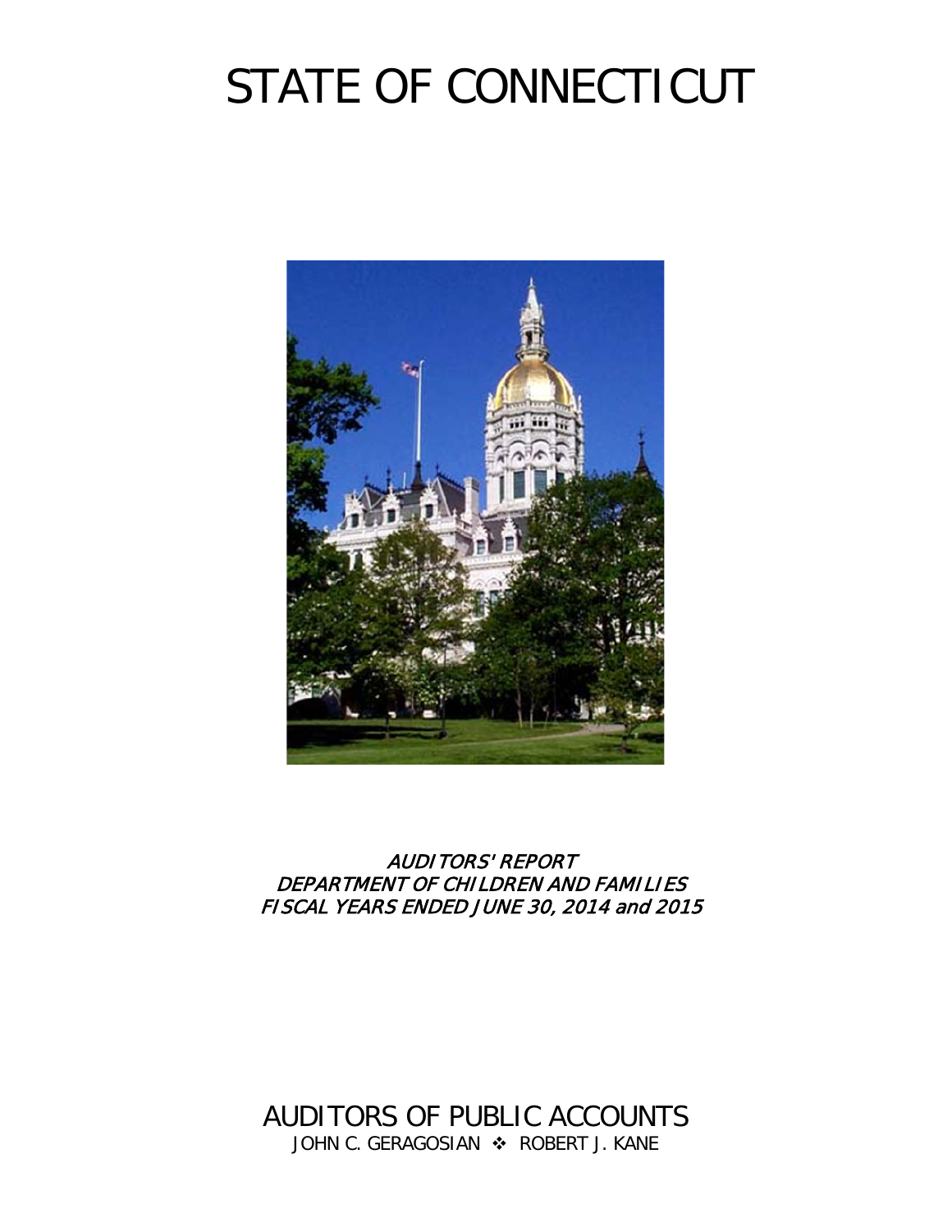# STATE OF CONNECTICUT

*AUDITORS' REPORT*
*DEPARTMENT OF CHILDREN AND FAMILIES*
*FISCAL YEARS ENDED JUNE 30, 2014 and 2015*

AUDITORS OF PUBLIC ACCOUNTS

JOHN C. GERAGOSIAN ❖ ROBERT J. KANE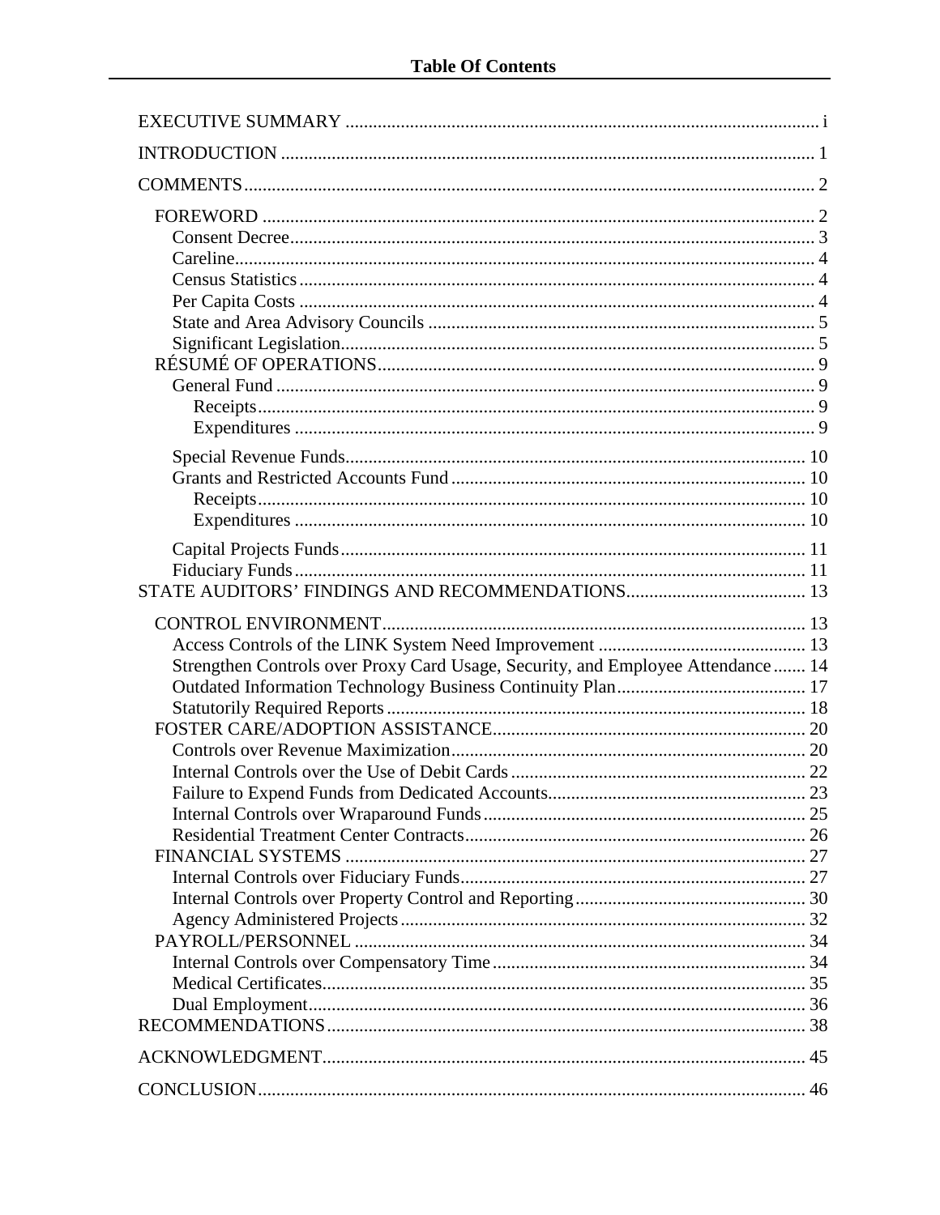# Table Of Contents

| | |
|---|---|
| EXECUTIVE SUMMARY | i |
| INTRODUCTION | 1 |
| COMMENTS | 2 |
| FOREWORD | 2 |
| Consent Decree | 3 |
| Careline | 4 |
| Census Statistics | 4 |
| Per Capita Costs | 4 |
| State and Area Advisory Councils | 5 |
| Significant Legislation | 5 |
| RÉSUMÉ OF OPERATIONS | 9 |
| General Fund | 9 |
| Receipts | 9 |
| Expenditures | 9 |
| Special Revenue Funds | 10 |
| Grants and Restricted Accounts Fund | 10 |
| Receipts | 10 |
| Expenditures | 10 |
| Capital Projects Funds | 11 |
| Fiduciary Funds | 11 |
| STATE AUDITORS' FINDINGS AND RECOMMENDATIONS | 13 |
| CONTROL ENVIRONMENT | 13 |
| Access Controls of the LINK System Need Improvement | 13 |
| Strengthen Controls over Proxy Card Usage, Security, and Employee Attendance | 14 |
| Outdated Information Technology Business Continuity Plan | 17 |
| Statutorily Required Reports | 18 |
| FOSTER CARE/ADOPTION ASSISTANCE | 20 |
| Controls over Revenue Maximization | 20 |
| Internal Controls over the Use of Debit Cards | 22 |
| Failure to Expend Funds from Dedicated Accounts | 23 |
| Internal Controls over Wraparound Funds | 25 |
| Residential Treatment Center Contracts | 26 |
| FINANCIAL SYSTEMS | 27 |
| Internal Controls over Fiduciary Funds | 27 |
| Internal Controls over Property Control and Reporting | 30 |
| Agency Administered Projects | 32 |
| PAYROLL/PERSONNEL | 34 |
| Internal Controls over Compensatory Time | 34 |
| Medical Certificates | 35 |
| Dual Employment | 36 |
| RECOMMENDATIONS | 38 |
| ACKNOWLEDGMENT | 45 |
| CONCLUSION | 46 |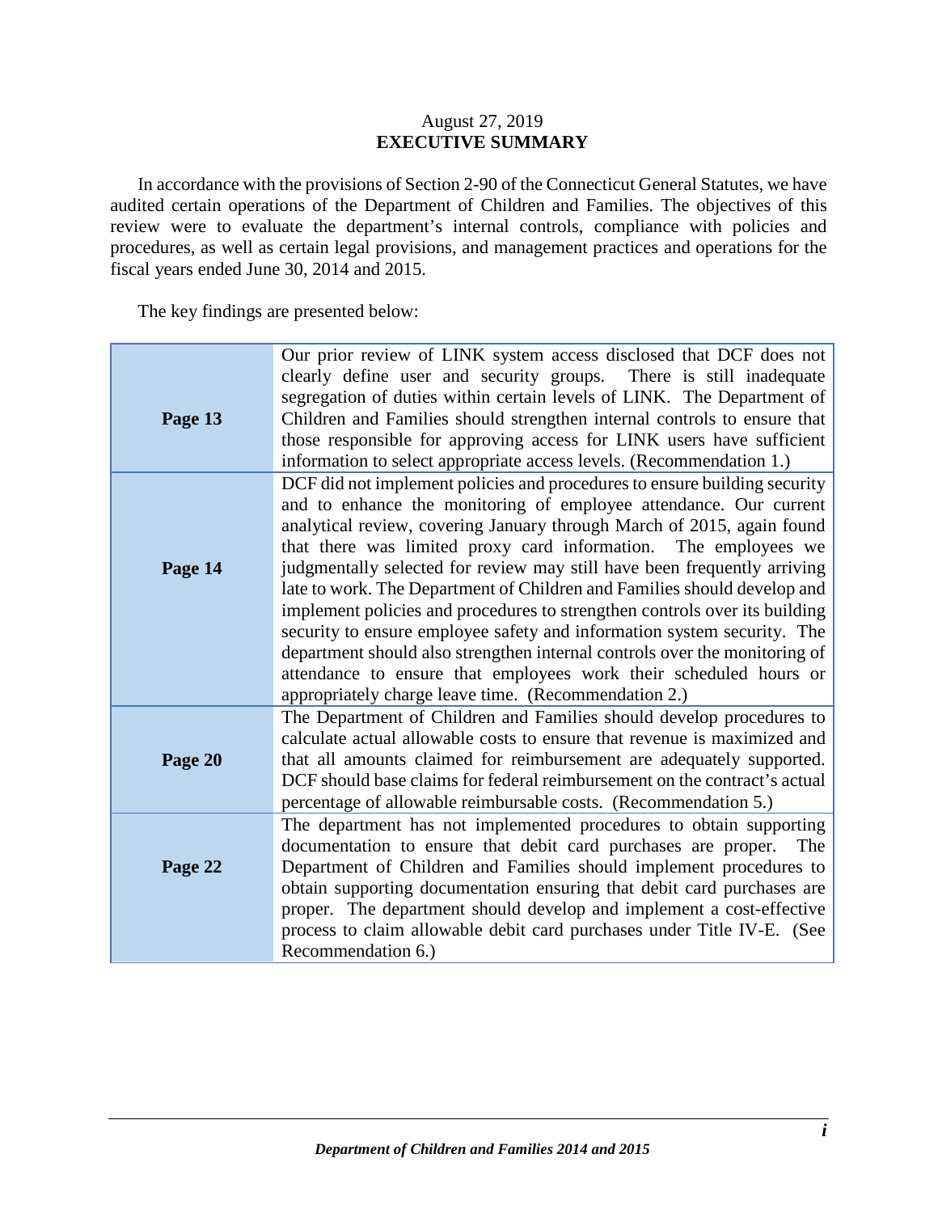August 27, 2019

**EXECUTIVE SUMMARY**

In accordance with the provisions of Section 2-90 of the Connecticut General Statutes, we have audited certain operations of the Department of Children and Families. The objectives of this review were to evaluate the department's internal controls, compliance with policies and procedures, as well as certain legal provisions, and management practices and operations for the fiscal years ended June 30, 2014 and 2015.

The key findings are presented below:

| | |
|---|---|
| **Page 13** | Our prior review of LINK system access disclosed that DCF does not clearly define user and security groups. There is still inadequate segregation of duties within certain levels of LINK. The Department of Children and Families should strengthen internal controls to ensure that those responsible for approving access for LINK users have sufficient information to select appropriate access levels. (Recommendation 1.) |
| **Page 14** | DCF did not implement policies and procedures to ensure building security and to enhance the monitoring of employee attendance. Our current analytical review, covering January through March of 2015, again found that there was limited proxy card information. The employees we judgmentally selected for review may still have been frequently arriving late to work. The Department of Children and Families should develop and implement policies and procedures to strengthen controls over its building security to ensure employee safety and information system security. The department should also strengthen internal controls over the monitoring of attendance to ensure that employees work their scheduled hours or appropriately charge leave time. (Recommendation 2.) |
| **Page 20** | The Department of Children and Families should develop procedures to calculate actual allowable costs to ensure that revenue is maximized and that all amounts claimed for reimbursement are adequately supported. DCF should base claims for federal reimbursement on the contract's actual percentage of allowable reimbursable costs. (Recommendation 5.) |
| **Page 22** | The department has not implemented procedures to obtain supporting documentation to ensure that debit card purchases are proper. The Department of Children and Families should implement procedures to obtain supporting documentation ensuring that debit card purchases are proper. The department should develop and implement a cost-effective process to claim allowable debit card purchases under Title IV-E. (See Recommendation 6.) |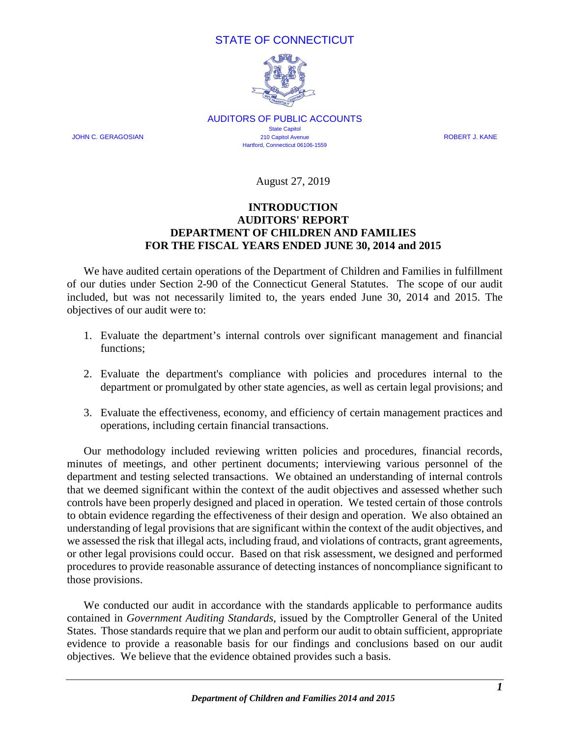STATE OF CONNECTICUT

AUDITORS OF PUBLIC ACCOUNTS

State Capitol
210 Capitol Avenue
Hartford, Connecticut 06106-1559

JOHN C. GERAGOSIAN

ROBERT J. KANE

August 27, 2019

# INTRODUCTION
# AUDITORS' REPORT
# DEPARTMENT OF CHILDREN AND FAMILIES
# FOR THE FISCAL YEARS ENDED JUNE 30, 2014 and 2015

We have audited certain operations of the Department of Children and Families in fulfillment of our duties under Section 2-90 of the Connecticut General Statutes. The scope of our audit included, but was not necessarily limited to, the years ended June 30, 2014 and 2015. The objectives of our audit were to:

1. Evaluate the department's internal controls over significant management and financial functions;

2. Evaluate the department's compliance with policies and procedures internal to the department or promulgated by other state agencies, as well as certain legal provisions; and

3. Evaluate the effectiveness, economy, and efficiency of certain management practices and operations, including certain financial transactions.

Our methodology included reviewing written policies and procedures, financial records, minutes of meetings, and other pertinent documents; interviewing various personnel of the department and testing selected transactions. We obtained an understanding of internal controls that we deemed significant within the context of the audit objectives and assessed whether such controls have been properly designed and placed in operation. We tested certain of those controls to obtain evidence regarding the effectiveness of their design and operation. We also obtained an understanding of legal provisions that are significant within the context of the audit objectives, and we assessed the risk that illegal acts, including fraud, and violations of contracts, grant agreements, or other legal provisions could occur. Based on that risk assessment, we designed and performed procedures to provide reasonable assurance of detecting instances of noncompliance significant to those provisions.

We conducted our audit in accordance with the standards applicable to performance audits contained in *Government Auditing Standards*, issued by the Comptroller General of the United States. Those standards require that we plan and perform our audit to obtain sufficient, appropriate evidence to provide a reasonable basis for our findings and conclusions based on our audit objectives. We believe that the evidence obtained provides such a basis.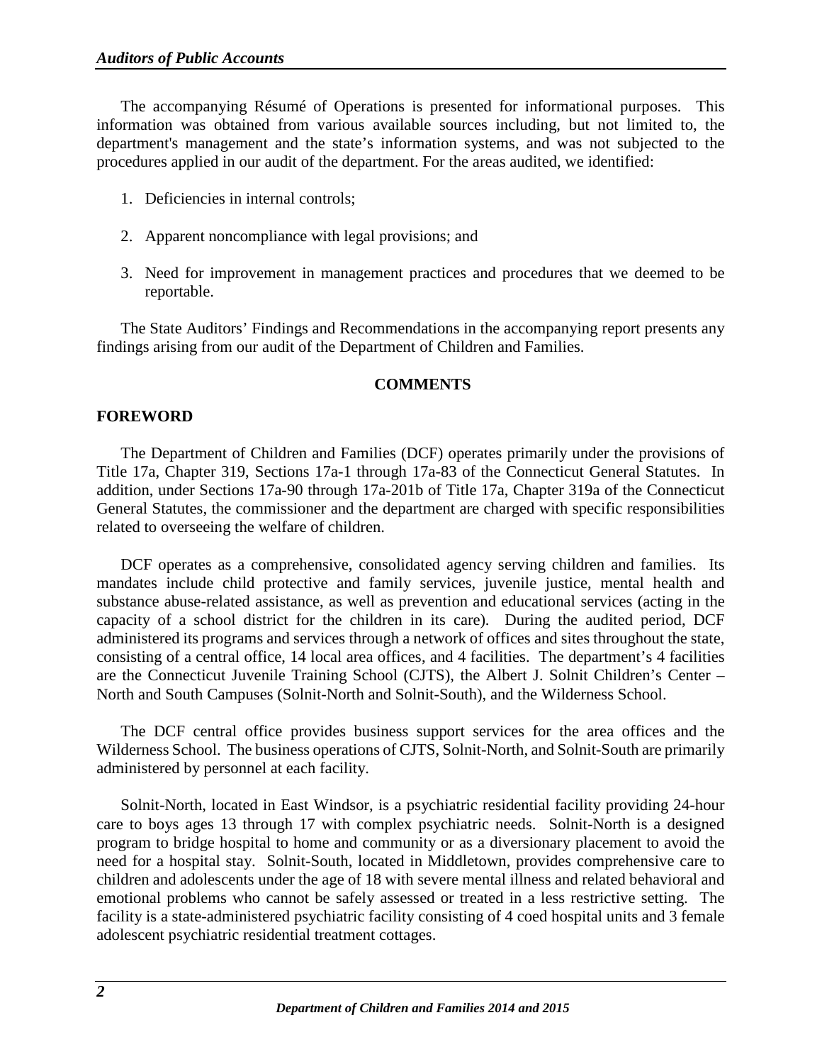The accompanying Résumé of Operations is presented for informational purposes. This information was obtained from various available sources including, but not limited to, the department's management and the state's information systems, and was not subjected to the procedures applied in our audit of the department. For the areas audited, we identified:

1. Deficiencies in internal controls;
2. Apparent noncompliance with legal provisions; and
3. Need for improvement in management practices and procedures that we deemed to be reportable.

The State Auditors' Findings and Recommendations in the accompanying report presents any findings arising from our audit of the Department of Children and Families.

## COMMENTS

### FOREWORD

The Department of Children and Families (DCF) operates primarily under the provisions of Title 17a, Chapter 319, Sections 17a-1 through 17a-83 of the Connecticut General Statutes. In addition, under Sections 17a-90 through 17a-201b of Title 17a, Chapter 319a of the Connecticut General Statutes, the commissioner and the department are charged with specific responsibilities related to overseeing the welfare of children.

DCF operates as a comprehensive, consolidated agency serving children and families. Its mandates include child protective and family services, juvenile justice, mental health and substance abuse-related assistance, as well as prevention and educational services (acting in the capacity of a school district for the children in its care). During the audited period, DCF administered its programs and services through a network of offices and sites throughout the state, consisting of a central office, 14 local area offices, and 4 facilities. The department's 4 facilities are the Connecticut Juvenile Training School (CJTS), the Albert J. Solnit Children's Center – North and South Campuses (Solnit-North and Solnit-South), and the Wilderness School.

The DCF central office provides business support services for the area offices and the Wilderness School. The business operations of CJTS, Solnit-North, and Solnit-South are primarily administered by personnel at each facility.

Solnit-North, located in East Windsor, is a psychiatric residential facility providing 24-hour care to boys ages 13 through 17 with complex psychiatric needs. Solnit-North is a designed program to bridge hospital to home and community or as a diversionary placement to avoid the need for a hospital stay. Solnit-South, located in Middletown, provides comprehensive care to children and adolescents under the age of 18 with severe mental illness and related behavioral and emotional problems who cannot be safely assessed or treated in a less restrictive setting. The facility is a state-administered psychiatric facility consisting of 4 coed hospital units and 3 female adolescent psychiatric residential treatment cottages.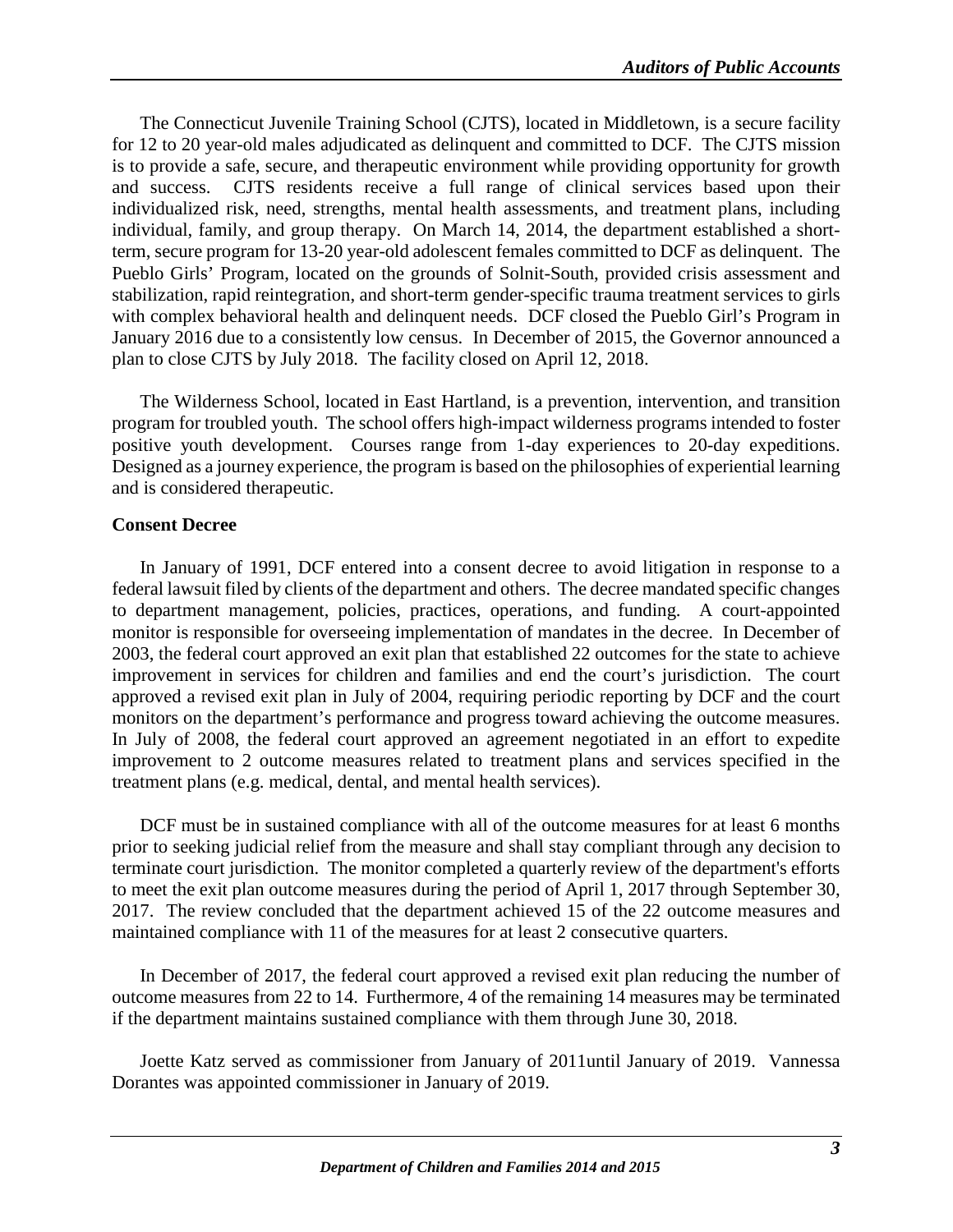The Connecticut Juvenile Training School (CJTS), located in Middletown, is a secure facility for 12 to 20 year-old males adjudicated as delinquent and committed to DCF. The CJTS mission is to provide a safe, secure, and therapeutic environment while providing opportunity for growth and success. CJTS residents receive a full range of clinical services based upon their individualized risk, need, strengths, mental health assessments, and treatment plans, including individual, family, and group therapy. On March 14, 2014, the department established a short-term, secure program for 13-20 year-old adolescent females committed to DCF as delinquent. The Pueblo Girls' Program, located on the grounds of Solnit-South, provided crisis assessment and stabilization, rapid reintegration, and short-term gender-specific trauma treatment services to girls with complex behavioral health and delinquent needs. DCF closed the Pueblo Girl's Program in January 2016 due to a consistently low census. In December of 2015, the Governor announced a plan to close CJTS by July 2018. The facility closed on April 12, 2018.

The Wilderness School, located in East Hartland, is a prevention, intervention, and transition program for troubled youth. The school offers high-impact wilderness programs intended to foster positive youth development. Courses range from 1-day experiences to 20-day expeditions. Designed as a journey experience, the program is based on the philosophies of experiential learning and is considered therapeutic.

**Consent Decree**

In January of 1991, DCF entered into a consent decree to avoid litigation in response to a federal lawsuit filed by clients of the department and others. The decree mandated specific changes to department management, policies, practices, operations, and funding. A court-appointed monitor is responsible for overseeing implementation of mandates in the decree. In December of 2003, the federal court approved an exit plan that established 22 outcomes for the state to achieve improvement in services for children and families and end the court's jurisdiction. The court approved a revised exit plan in July of 2004, requiring periodic reporting by DCF and the court monitors on the department's performance and progress toward achieving the outcome measures. In July of 2008, the federal court approved an agreement negotiated in an effort to expedite improvement to 2 outcome measures related to treatment plans and services specified in the treatment plans (e.g. medical, dental, and mental health services).

DCF must be in sustained compliance with all of the outcome measures for at least 6 months prior to seeking judicial relief from the measure and shall stay compliant through any decision to terminate court jurisdiction. The monitor completed a quarterly review of the department's efforts to meet the exit plan outcome measures during the period of April 1, 2017 through September 30, 2017. The review concluded that the department achieved 15 of the 22 outcome measures and maintained compliance with 11 of the measures for at least 2 consecutive quarters.

In December of 2017, the federal court approved a revised exit plan reducing the number of outcome measures from 22 to 14. Furthermore, 4 of the remaining 14 measures may be terminated if the department maintains sustained compliance with them through June 30, 2018.

Joette Katz served as commissioner from January of 2011until January of 2019. Vannessa Dorantes was appointed commissioner in January of 2019.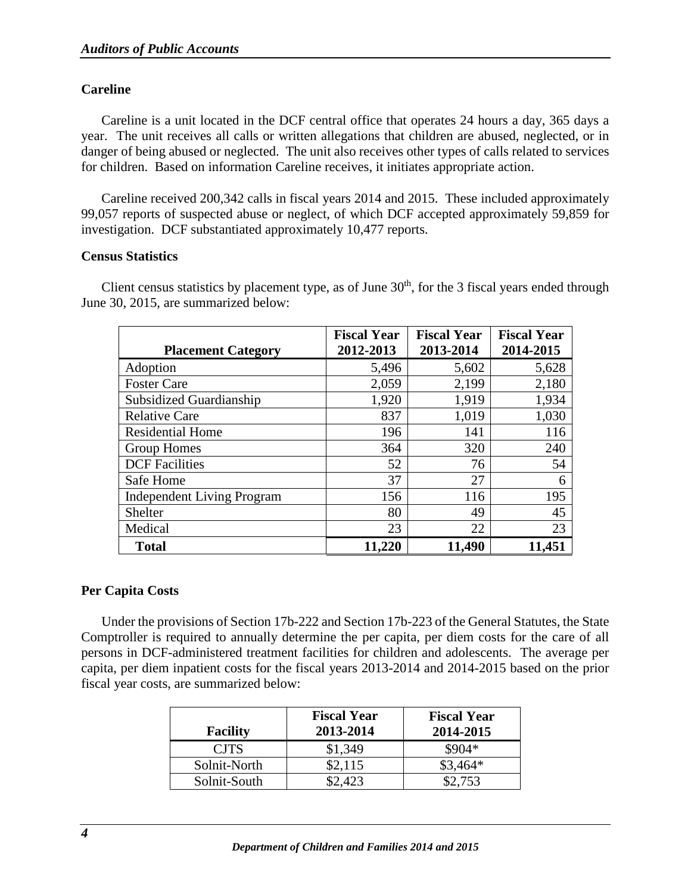### Careline

Careline is a unit located in the DCF central office that operates 24 hours a day, 365 days a year. The unit receives all calls or written allegations that children are abused, neglected, or in danger of being abused or neglected. The unit also receives other types of calls related to services for children. Based on information Careline receives, it initiates appropriate action.

Careline received 200,342 calls in fiscal years 2014 and 2015. These included approximately 99,057 reports of suspected abuse or neglect, of which DCF accepted approximately 59,859 for investigation. DCF substantiated approximately 10,477 reports.

### Census Statistics

Client census statistics by placement type, as of June 30th, for the 3 fiscal years ended through June 30, 2015, are summarized below:

| Placement Category | Fiscal Year 2012-2013 | Fiscal Year 2013-2014 | Fiscal Year 2014-2015 |
|---|---|---|---|
| Adoption | 5,496 | 5,602 | 5,628 |
| Foster Care | 2,059 | 2,199 | 2,180 |
| Subsidized Guardianship | 1,920 | 1,919 | 1,934 |
| Relative Care | 837 | 1,019 | 1,030 |
| Residential Home | 196 | 141 | 116 |
| Group Homes | 364 | 320 | 240 |
| DCF Facilities | 52 | 76 | 54 |
| Safe Home | 37 | 27 | 6 |
| Independent Living Program | 156 | 116 | 195 |
| Shelter | 80 | 49 | 45 |
| Medical | 23 | 22 | 23 |
| **Total** | **11,220** | **11,490** | **11,451** |

### Per Capita Costs

Under the provisions of Section 17b-222 and Section 17b-223 of the General Statutes, the State Comptroller is required to annually determine the per capita, per diem costs for the care of all persons in DCF-administered treatment facilities for children and adolescents. The average per capita, per diem inpatient costs for the fiscal years 2013-2014 and 2014-2015 based on the prior fiscal year costs, are summarized below:

| Facility | Fiscal Year 2013-2014 | Fiscal Year 2014-2015 |
|---|---|---|
| CJTS | $1,349 | $904* |
| Solnit-North | $2,115 | $3,464* |
| Solnit-South | $2,423 | $2,753 |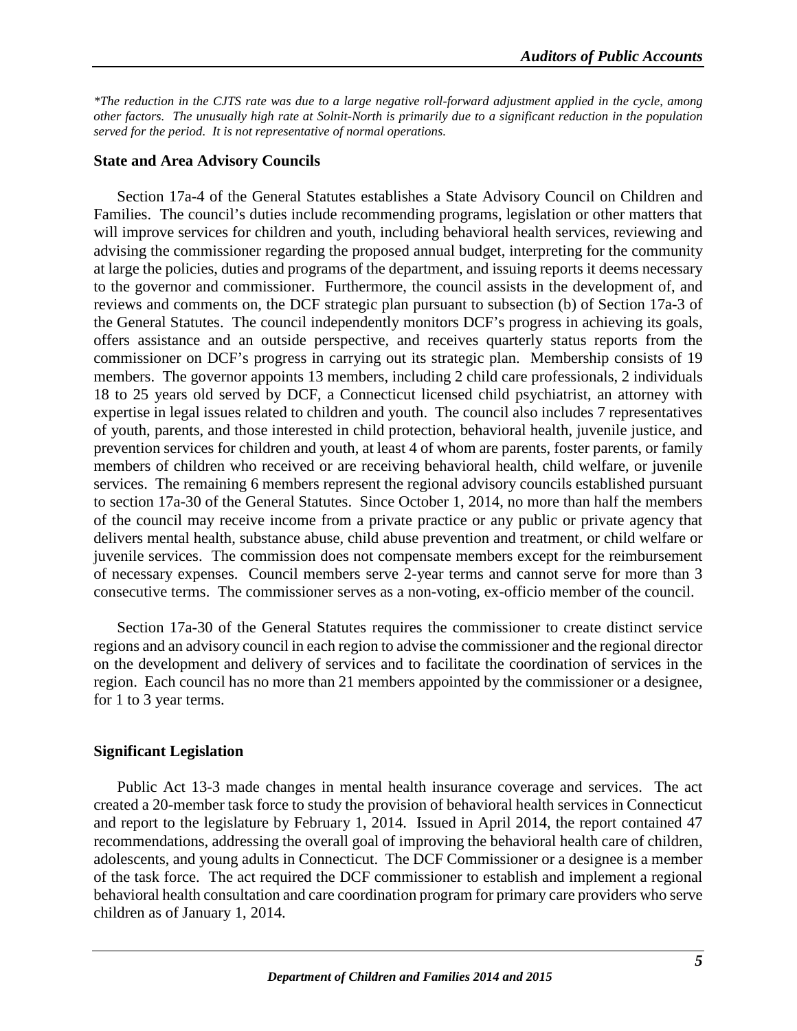*\*The reduction in the CJTS rate was due to a large negative roll-forward adjustment applied in the cycle, among other factors. The unusually high rate at Solnit-North is primarily due to a significant reduction in the population served for the period. It is not representative of normal operations.*

**State and Area Advisory Councils**

Section 17a-4 of the General Statutes establishes a State Advisory Council on Children and Families. The council's duties include recommending programs, legislation or other matters that will improve services for children and youth, including behavioral health services, reviewing and advising the commissioner regarding the proposed annual budget, interpreting for the community at large the policies, duties and programs of the department, and issuing reports it deems necessary to the governor and commissioner. Furthermore, the council assists in the development of, and reviews and comments on, the DCF strategic plan pursuant to subsection (b) of Section 17a-3 of the General Statutes. The council independently monitors DCF's progress in achieving its goals, offers assistance and an outside perspective, and receives quarterly status reports from the commissioner on DCF's progress in carrying out its strategic plan. Membership consists of 19 members. The governor appoints 13 members, including 2 child care professionals, 2 individuals 18 to 25 years old served by DCF, a Connecticut licensed child psychiatrist, an attorney with expertise in legal issues related to children and youth. The council also includes 7 representatives of youth, parents, and those interested in child protection, behavioral health, juvenile justice, and prevention services for children and youth, at least 4 of whom are parents, foster parents, or family members of children who received or are receiving behavioral health, child welfare, or juvenile services. The remaining 6 members represent the regional advisory councils established pursuant to section 17a-30 of the General Statutes. Since October 1, 2014, no more than half the members of the council may receive income from a private practice or any public or private agency that delivers mental health, substance abuse, child abuse prevention and treatment, or child welfare or juvenile services. The commission does not compensate members except for the reimbursement of necessary expenses. Council members serve 2-year terms and cannot serve for more than 3 consecutive terms. The commissioner serves as a non-voting, ex-officio member of the council.

Section 17a-30 of the General Statutes requires the commissioner to create distinct service regions and an advisory council in each region to advise the commissioner and the regional director on the development and delivery of services and to facilitate the coordination of services in the region. Each council has no more than 21 members appointed by the commissioner or a designee, for 1 to 3 year terms.

**Significant Legislation**

Public Act 13-3 made changes in mental health insurance coverage and services. The act created a 20-member task force to study the provision of behavioral health services in Connecticut and report to the legislature by February 1, 2014. Issued in April 2014, the report contained 47 recommendations, addressing the overall goal of improving the behavioral health care of children, adolescents, and young adults in Connecticut. The DCF Commissioner or a designee is a member of the task force. The act required the DCF commissioner to establish and implement a regional behavioral health consultation and care coordination program for primary care providers who serve children as of January 1, 2014.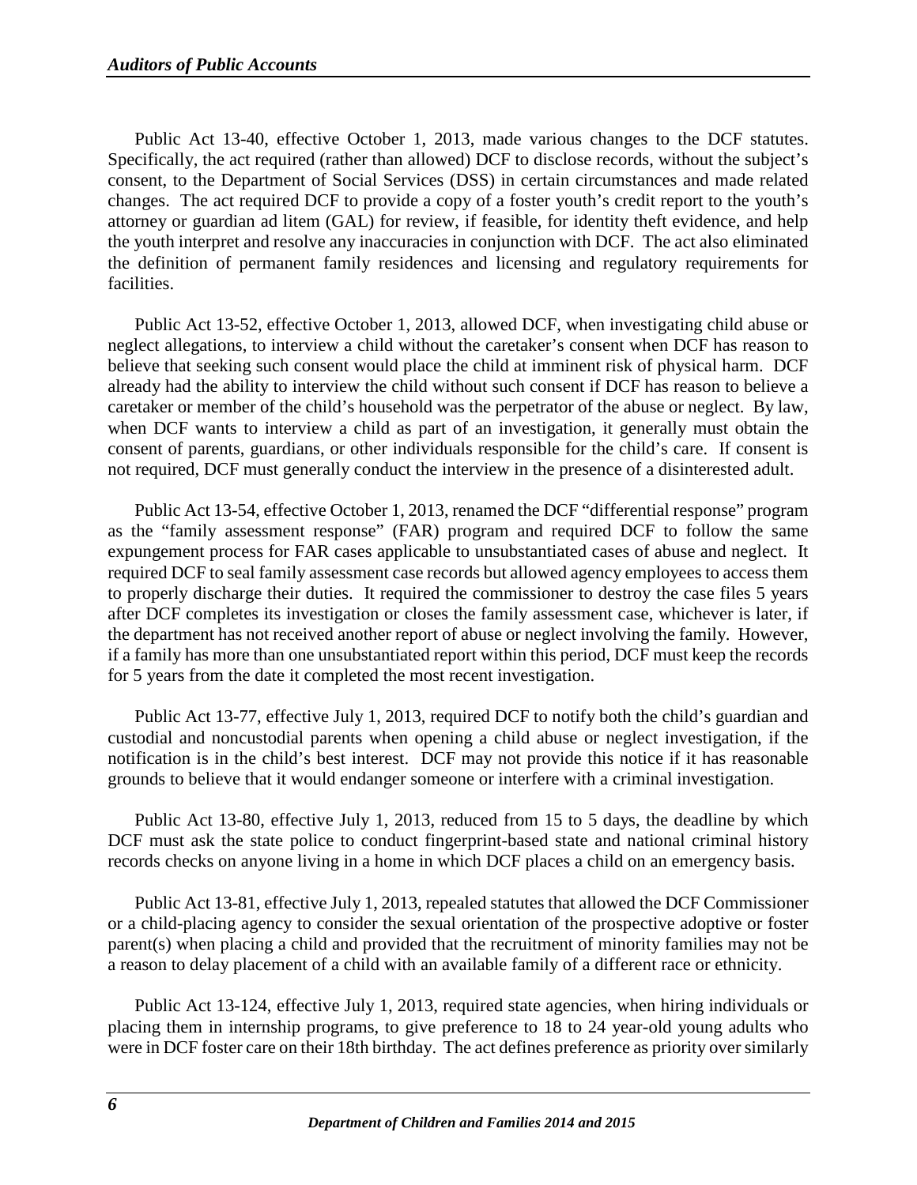Public Act 13-40, effective October 1, 2013, made various changes to the DCF statutes. Specifically, the act required (rather than allowed) DCF to disclose records, without the subject's consent, to the Department of Social Services (DSS) in certain circumstances and made related changes. The act required DCF to provide a copy of a foster youth's credit report to the youth's attorney or guardian ad litem (GAL) for review, if feasible, for identity theft evidence, and help the youth interpret and resolve any inaccuracies in conjunction with DCF. The act also eliminated the definition of permanent family residences and licensing and regulatory requirements for facilities.

Public Act 13-52, effective October 1, 2013, allowed DCF, when investigating child abuse or neglect allegations, to interview a child without the caretaker's consent when DCF has reason to believe that seeking such consent would place the child at imminent risk of physical harm. DCF already had the ability to interview the child without such consent if DCF has reason to believe a caretaker or member of the child's household was the perpetrator of the abuse or neglect. By law, when DCF wants to interview a child as part of an investigation, it generally must obtain the consent of parents, guardians, or other individuals responsible for the child's care. If consent is not required, DCF must generally conduct the interview in the presence of a disinterested adult.

Public Act 13-54, effective October 1, 2013, renamed the DCF "differential response" program as the "family assessment response" (FAR) program and required DCF to follow the same expungement process for FAR cases applicable to unsubstantiated cases of abuse and neglect. It required DCF to seal family assessment case records but allowed agency employees to access them to properly discharge their duties. It required the commissioner to destroy the case files 5 years after DCF completes its investigation or closes the family assessment case, whichever is later, if the department has not received another report of abuse or neglect involving the family. However, if a family has more than one unsubstantiated report within this period, DCF must keep the records for 5 years from the date it completed the most recent investigation.

Public Act 13-77, effective July 1, 2013, required DCF to notify both the child's guardian and custodial and noncustodial parents when opening a child abuse or neglect investigation, if the notification is in the child's best interest. DCF may not provide this notice if it has reasonable grounds to believe that it would endanger someone or interfere with a criminal investigation.

Public Act 13-80, effective July 1, 2013, reduced from 15 to 5 days, the deadline by which DCF must ask the state police to conduct fingerprint-based state and national criminal history records checks on anyone living in a home in which DCF places a child on an emergency basis.

Public Act 13-81, effective July 1, 2013, repealed statutes that allowed the DCF Commissioner or a child-placing agency to consider the sexual orientation of the prospective adoptive or foster parent(s) when placing a child and provided that the recruitment of minority families may not be a reason to delay placement of a child with an available family of a different race or ethnicity.

Public Act 13-124, effective July 1, 2013, required state agencies, when hiring individuals or placing them in internship programs, to give preference to 18 to 24 year-old young adults who were in DCF foster care on their 18th birthday. The act defines preference as priority over similarly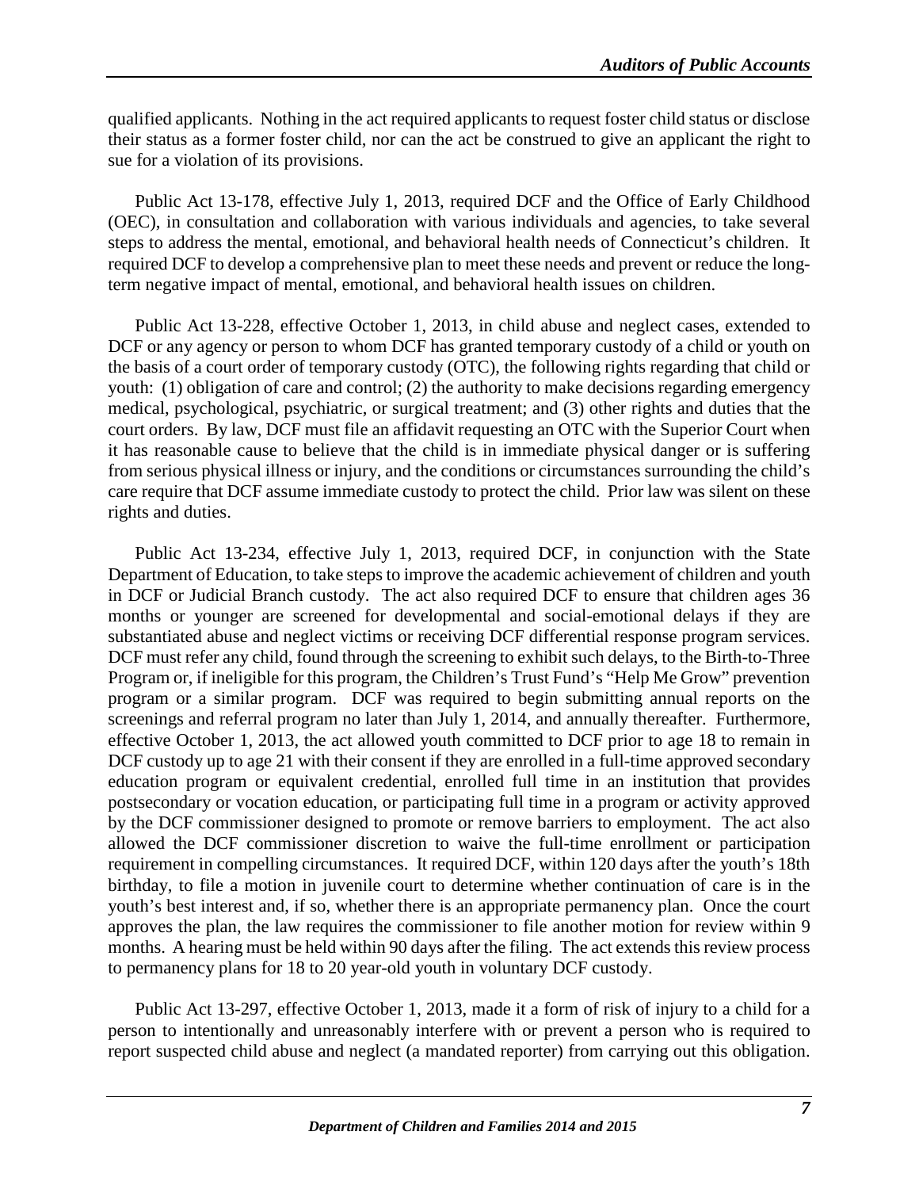qualified applicants. Nothing in the act required applicants to request foster child status or disclose their status as a former foster child, nor can the act be construed to give an applicant the right to sue for a violation of its provisions.

Public Act 13-178, effective July 1, 2013, required DCF and the Office of Early Childhood (OEC), in consultation and collaboration with various individuals and agencies, to take several steps to address the mental, emotional, and behavioral health needs of Connecticut's children. It required DCF to develop a comprehensive plan to meet these needs and prevent or reduce the long-term negative impact of mental, emotional, and behavioral health issues on children.

Public Act 13-228, effective October 1, 2013, in child abuse and neglect cases, extended to DCF or any agency or person to whom DCF has granted temporary custody of a child or youth on the basis of a court order of temporary custody (OTC), the following rights regarding that child or youth: (1) obligation of care and control; (2) the authority to make decisions regarding emergency medical, psychological, psychiatric, or surgical treatment; and (3) other rights and duties that the court orders. By law, DCF must file an affidavit requesting an OTC with the Superior Court when it has reasonable cause to believe that the child is in immediate physical danger or is suffering from serious physical illness or injury, and the conditions or circumstances surrounding the child's care require that DCF assume immediate custody to protect the child. Prior law was silent on these rights and duties.

Public Act 13-234, effective July 1, 2013, required DCF, in conjunction with the State Department of Education, to take steps to improve the academic achievement of children and youth in DCF or Judicial Branch custody. The act also required DCF to ensure that children ages 36 months or younger are screened for developmental and social-emotional delays if they are substantiated abuse and neglect victims or receiving DCF differential response program services. DCF must refer any child, found through the screening to exhibit such delays, to the Birth-to-Three Program or, if ineligible for this program, the Children's Trust Fund's "Help Me Grow" prevention program or a similar program. DCF was required to begin submitting annual reports on the screenings and referral program no later than July 1, 2014, and annually thereafter. Furthermore, effective October 1, 2013, the act allowed youth committed to DCF prior to age 18 to remain in DCF custody up to age 21 with their consent if they are enrolled in a full-time approved secondary education program or equivalent credential, enrolled full time in an institution that provides postsecondary or vocation education, or participating full time in a program or activity approved by the DCF commissioner designed to promote or remove barriers to employment. The act also allowed the DCF commissioner discretion to waive the full-time enrollment or participation requirement in compelling circumstances. It required DCF, within 120 days after the youth's 18th birthday, to file a motion in juvenile court to determine whether continuation of care is in the youth's best interest and, if so, whether there is an appropriate permanency plan. Once the court approves the plan, the law requires the commissioner to file another motion for review within 9 months. A hearing must be held within 90 days after the filing. The act extends this review process to permanency plans for 18 to 20 year-old youth in voluntary DCF custody.

Public Act 13-297, effective October 1, 2013, made it a form of risk of injury to a child for a person to intentionally and unreasonably interfere with or prevent a person who is required to report suspected child abuse and neglect (a mandated reporter) from carrying out this obligation.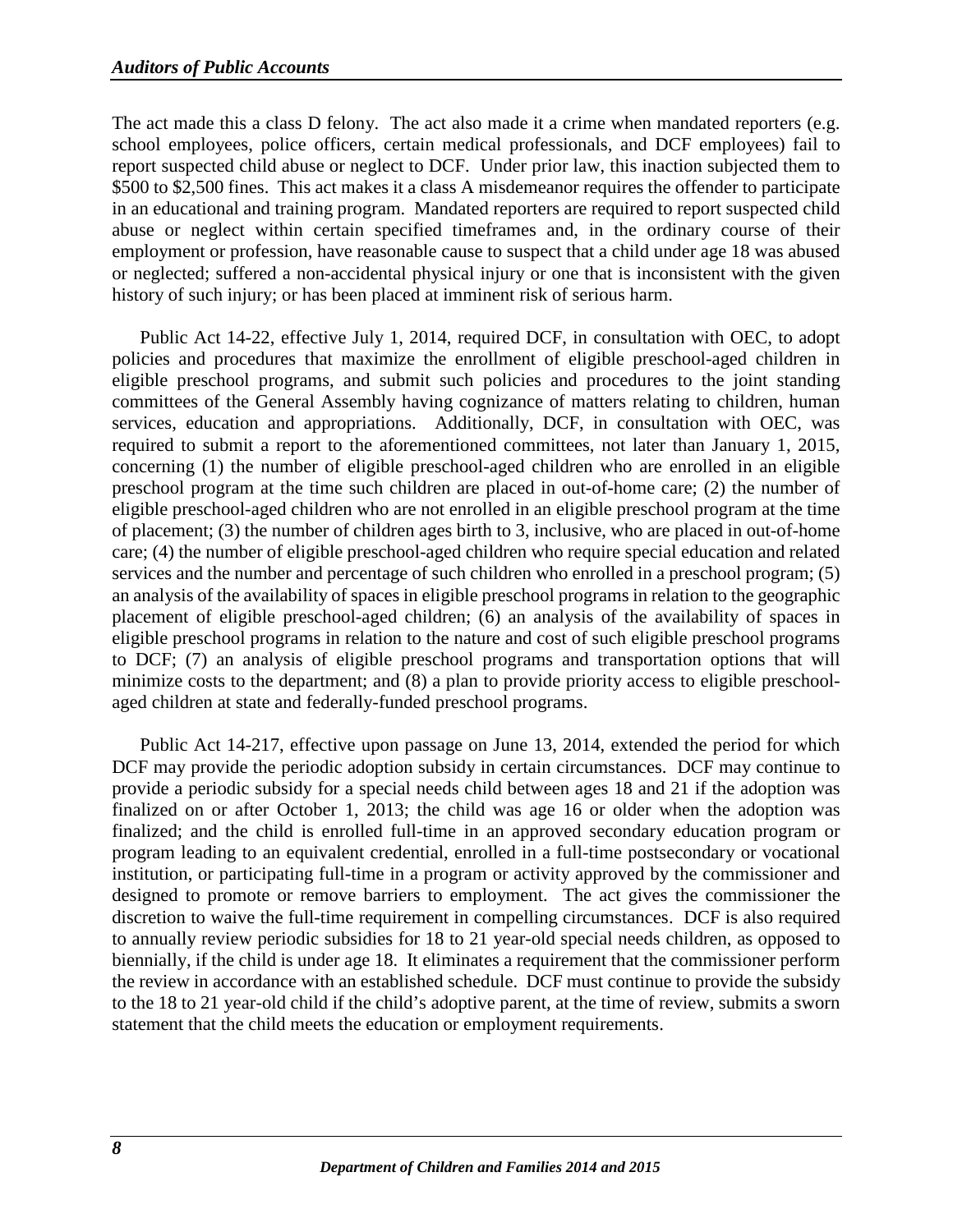The act made this a class D felony. The act also made it a crime when mandated reporters (e.g. school employees, police officers, certain medical professionals, and DCF employees) fail to report suspected child abuse or neglect to DCF. Under prior law, this inaction subjected them to $500 to $2,500 fines. This act makes it a class A misdemeanor requires the offender to participate in an educational and training program. Mandated reporters are required to report suspected child abuse or neglect within certain specified timeframes and, in the ordinary course of their employment or profession, have reasonable cause to suspect that a child under age 18 was abused or neglected; suffered a non-accidental physical injury or one that is inconsistent with the given history of such injury; or has been placed at imminent risk of serious harm.

Public Act 14-22, effective July 1, 2014, required DCF, in consultation with OEC, to adopt policies and procedures that maximize the enrollment of eligible preschool-aged children in eligible preschool programs, and submit such policies and procedures to the joint standing committees of the General Assembly having cognizance of matters relating to children, human services, education and appropriations. Additionally, DCF, in consultation with OEC, was required to submit a report to the aforementioned committees, not later than January 1, 2015, concerning (1) the number of eligible preschool-aged children who are enrolled in an eligible preschool program at the time such children are placed in out-of-home care; (2) the number of eligible preschool-aged children who are not enrolled in an eligible preschool program at the time of placement; (3) the number of children ages birth to 3, inclusive, who are placed in out-of-home care; (4) the number of eligible preschool-aged children who require special education and related services and the number and percentage of such children who enrolled in a preschool program; (5) an analysis of the availability of spaces in eligible preschool programs in relation to the geographic placement of eligible preschool-aged children; (6) an analysis of the availability of spaces in eligible preschool programs in relation to the nature and cost of such eligible preschool programs to DCF; (7) an analysis of eligible preschool programs and transportation options that will minimize costs to the department; and (8) a plan to provide priority access to eligible preschool-aged children at state and federally-funded preschool programs.

Public Act 14-217, effective upon passage on June 13, 2014, extended the period for which DCF may provide the periodic adoption subsidy in certain circumstances. DCF may continue to provide a periodic subsidy for a special needs child between ages 18 and 21 if the adoption was finalized on or after October 1, 2013; the child was age 16 or older when the adoption was finalized; and the child is enrolled full-time in an approved secondary education program or program leading to an equivalent credential, enrolled in a full-time postsecondary or vocational institution, or participating full-time in a program or activity approved by the commissioner and designed to promote or remove barriers to employment. The act gives the commissioner the discretion to waive the full-time requirement in compelling circumstances. DCF is also required to annually review periodic subsidies for 18 to 21 year-old special needs children, as opposed to biennially, if the child is under age 18. It eliminates a requirement that the commissioner perform the review in accordance with an established schedule. DCF must continue to provide the subsidy to the 18 to 21 year-old child if the child's adoptive parent, at the time of review, submits a sworn statement that the child meets the education or employment requirements.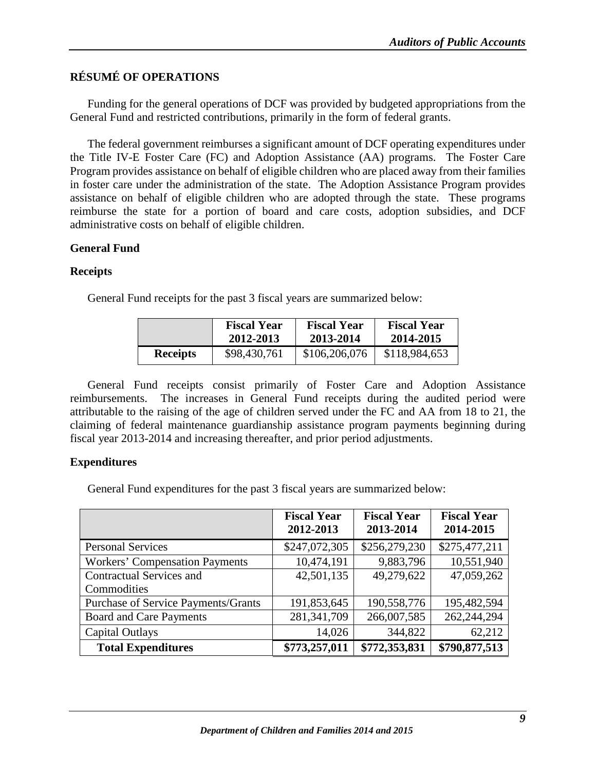## RÉSUMÉ OF OPERATIONS

Funding for the general operations of DCF was provided by budgeted appropriations from the General Fund and restricted contributions, primarily in the form of federal grants.

The federal government reimburses a significant amount of DCF operating expenditures under the Title IV-E Foster Care (FC) and Adoption Assistance (AA) programs. The Foster Care Program provides assistance on behalf of eligible children who are placed away from their families in foster care under the administration of the state. The Adoption Assistance Program provides assistance on behalf of eligible children who are adopted through the state. These programs reimburse the state for a portion of board and care costs, adoption subsidies, and DCF administrative costs on behalf of eligible children.

### General Fund

#### Receipts

General Fund receipts for the past 3 fiscal years are summarized below:

| | Fiscal Year 2012-2013 | Fiscal Year 2013-2014 | Fiscal Year 2014-2015 |
|---|---|---|---|
| **Receipts** | $98,430,761 | $106,206,076 | $118,984,653 |

General Fund receipts consist primarily of Foster Care and Adoption Assistance reimbursements. The increases in General Fund receipts during the audited period were attributable to the raising of the age of children served under the FC and AA from 18 to 21, the claiming of federal maintenance guardianship assistance program payments beginning during fiscal year 2013-2014 and increasing thereafter, and prior period adjustments.

#### Expenditures

General Fund expenditures for the past 3 fiscal years are summarized below:

| | Fiscal Year 2012-2013 | Fiscal Year 2013-2014 | Fiscal Year 2014-2015 |
|---|---|---|---|
| Personal Services | $247,072,305 | $256,279,230 | $275,477,211 |
| Workers' Compensation Payments | 10,474,191 | 9,883,796 | 10,551,940 |
| Contractual Services and Commodities | 42,501,135 | 49,279,622 | 47,059,262 |
| Purchase of Service Payments/Grants | 191,853,645 | 190,558,776 | 195,482,594 |
| Board and Care Payments | 281,341,709 | 266,007,585 | 262,244,294 |
| Capital Outlays | 14,026 | 344,822 | 62,212 |
| **Total Expenditures** | **$773,257,011** | **$772,353,831** | **$790,877,513** |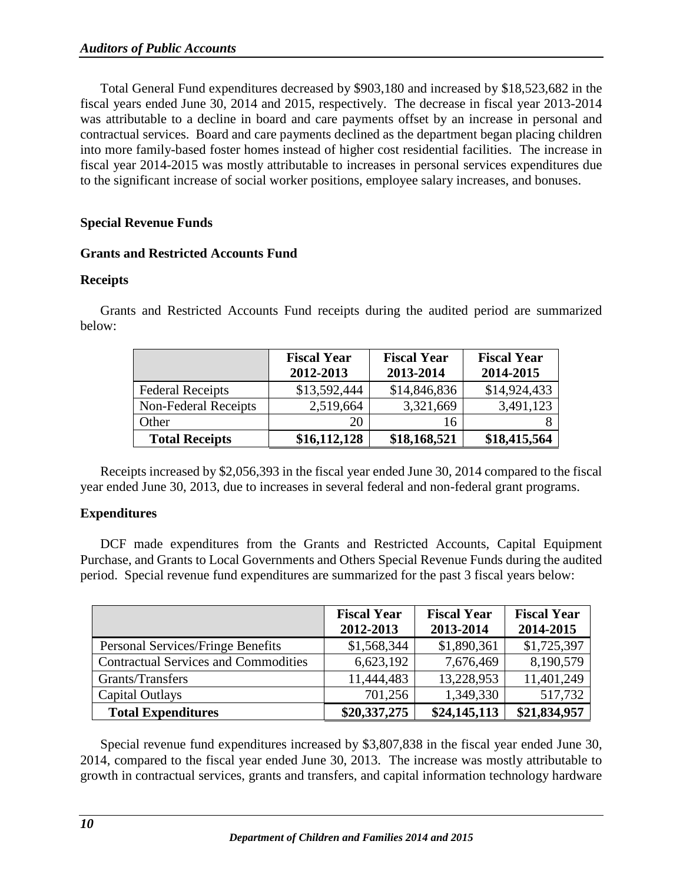Total General Fund expenditures decreased by $903,180 and increased by $18,523,682 in the fiscal years ended June 30, 2014 and 2015, respectively. The decrease in fiscal year 2013-2014 was attributable to a decline in board and care payments offset by an increase in personal and contractual services. Board and care payments declined as the department began placing children into more family-based foster homes instead of higher cost residential facilities. The increase in fiscal year 2014-2015 was mostly attributable to increases in personal services expenditures due to the significant increase of social worker positions, employee salary increases, and bonuses.

### Special Revenue Funds

### Grants and Restricted Accounts Fund

### Receipts

Grants and Restricted Accounts Fund receipts during the audited period are summarized below:

| | Fiscal Year 2012-2013 | Fiscal Year 2013-2014 | Fiscal Year 2014-2015 |
|---|---|---|---|
| Federal Receipts | $13,592,444 | $14,846,836 | $14,924,433 |
| Non-Federal Receipts | 2,519,664 | 3,321,669 | 3,491,123 |
| Other | 20 | 16 | 8 |
| **Total Receipts** | **$16,112,128** | **$18,168,521** | **$18,415,564** |

Receipts increased by $2,056,393 in the fiscal year ended June 30, 2014 compared to the fiscal year ended June 30, 2013, due to increases in several federal and non-federal grant programs.

### Expenditures

DCF made expenditures from the Grants and Restricted Accounts, Capital Equipment Purchase, and Grants to Local Governments and Others Special Revenue Funds during the audited period. Special revenue fund expenditures are summarized for the past 3 fiscal years below:

| | Fiscal Year 2012-2013 | Fiscal Year 2013-2014 | Fiscal Year 2014-2015 |
|---|---|---|---|
| Personal Services/Fringe Benefits | $1,568,344 | $1,890,361 | $1,725,397 |
| Contractual Services and Commodities | 6,623,192 | 7,676,469 | 8,190,579 |
| Grants/Transfers | 11,444,483 | 13,228,953 | 11,401,249 |
| Capital Outlays | 701,256 | 1,349,330 | 517,732 |
| **Total Expenditures** | **$20,337,275** | **$24,145,113** | **$21,834,957** |

Special revenue fund expenditures increased by $3,807,838 in the fiscal year ended June 30, 2014, compared to the fiscal year ended June 30, 2013. The increase was mostly attributable to growth in contractual services, grants and transfers, and capital information technology hardware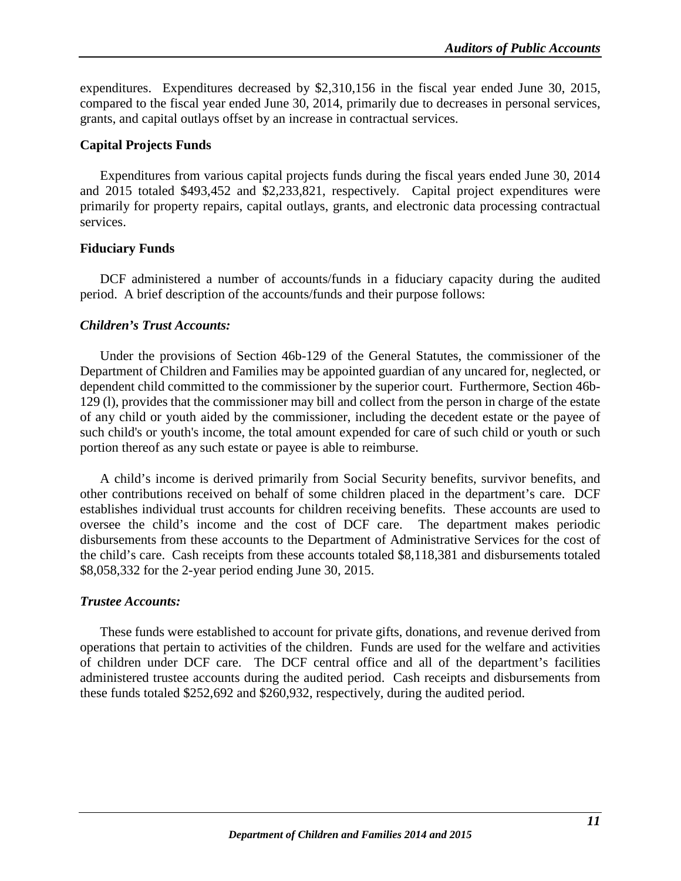expenditures. Expenditures decreased by $2,310,156 in the fiscal year ended June 30, 2015, compared to the fiscal year ended June 30, 2014, primarily due to decreases in personal services, grants, and capital outlays offset by an increase in contractual services.

**Capital Projects Funds**

Expenditures from various capital projects funds during the fiscal years ended June 30, 2014 and 2015 totaled $493,452 and $2,233,821, respectively. Capital project expenditures were primarily for property repairs, capital outlays, grants, and electronic data processing contractual services.

**Fiduciary Funds**

DCF administered a number of accounts/funds in a fiduciary capacity during the audited period. A brief description of the accounts/funds and their purpose follows:

***Children's Trust Accounts:***

Under the provisions of Section 46b-129 of the General Statutes, the commissioner of the Department of Children and Families may be appointed guardian of any uncared for, neglected, or dependent child committed to the commissioner by the superior court. Furthermore, Section 46b-129 (l), provides that the commissioner may bill and collect from the person in charge of the estate of any child or youth aided by the commissioner, including the decedent estate or the payee of such child's or youth's income, the total amount expended for care of such child or youth or such portion thereof as any such estate or payee is able to reimburse.

A child's income is derived primarily from Social Security benefits, survivor benefits, and other contributions received on behalf of some children placed in the department's care. DCF establishes individual trust accounts for children receiving benefits. These accounts are used to oversee the child's income and the cost of DCF care. The department makes periodic disbursements from these accounts to the Department of Administrative Services for the cost of the child's care. Cash receipts from these accounts totaled $8,118,381 and disbursements totaled $8,058,332 for the 2-year period ending June 30, 2015.

***Trustee Accounts:***

These funds were established to account for private gifts, donations, and revenue derived from operations that pertain to activities of the children. Funds are used for the welfare and activities of children under DCF care. The DCF central office and all of the department's facilities administered trustee accounts during the audited period. Cash receipts and disbursements from these funds totaled $252,692 and $260,932, respectively, during the audited period.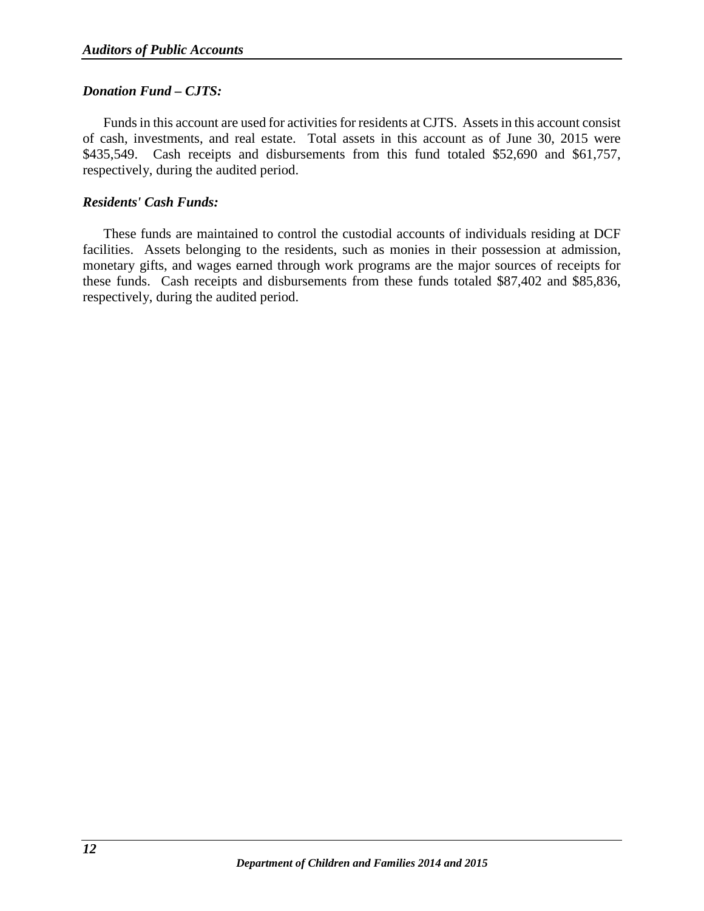***Donation Fund – CJTS:***

Funds in this account are used for activities for residents at CJTS. Assets in this account consist of cash, investments, and real estate. Total assets in this account as of June 30, 2015 were $435,549. Cash receipts and disbursements from this fund totaled $52,690 and $61,757, respectively, during the audited period.

***Residents' Cash Funds:***

These funds are maintained to control the custodial accounts of individuals residing at DCF facilities. Assets belonging to the residents, such as monies in their possession at admission, monetary gifts, and wages earned through work programs are the major sources of receipts for these funds. Cash receipts and disbursements from these funds totaled $87,402 and $85,836, respectively, during the audited period.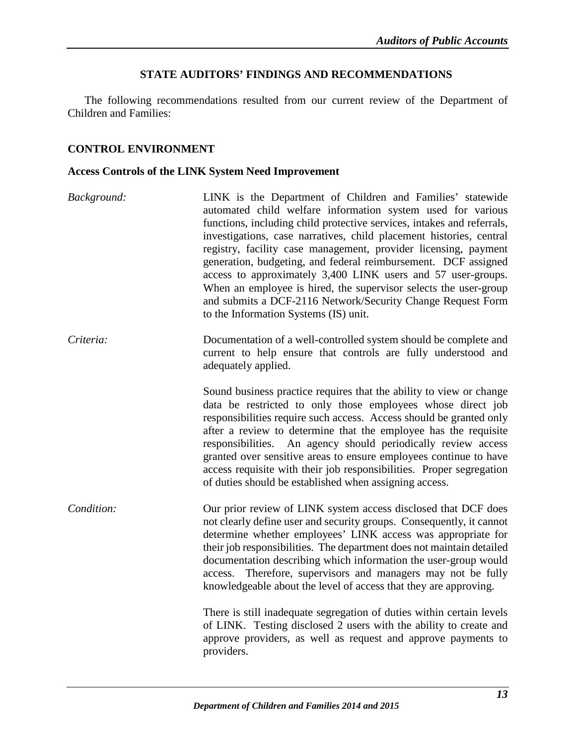## STATE AUDITORS' FINDINGS AND RECOMMENDATIONS

The following recommendations resulted from our current review of the Department of Children and Families:

### CONTROL ENVIRONMENT

#### Access Controls of the LINK System Need Improvement

*Background:* LINK is the Department of Children and Families' statewide automated child welfare information system used for various functions, including child protective services, intakes and referrals, investigations, case narratives, child placement histories, central registry, facility case management, provider licensing, payment generation, budgeting, and federal reimbursement. DCF assigned access to approximately 3,400 LINK users and 57 user-groups. When an employee is hired, the supervisor selects the user-group and submits a DCF-2116 Network/Security Change Request Form to the Information Systems (IS) unit.

*Criteria:* Documentation of a well-controlled system should be complete and current to help ensure that controls are fully understood and adequately applied.

Sound business practice requires that the ability to view or change data be restricted to only those employees whose direct job responsibilities require such access. Access should be granted only after a review to determine that the employee has the requisite responsibilities. An agency should periodically review access granted over sensitive areas to ensure employees continue to have access requisite with their job responsibilities. Proper segregation of duties should be established when assigning access.

*Condition:* Our prior review of LINK system access disclosed that DCF does not clearly define user and security groups. Consequently, it cannot determine whether employees' LINK access was appropriate for their job responsibilities. The department does not maintain detailed documentation describing which information the user-group would access. Therefore, supervisors and managers may not be fully knowledgeable about the level of access that they are approving.

There is still inadequate segregation of duties within certain levels of LINK. Testing disclosed 2 users with the ability to create and approve providers, as well as request and approve payments to providers.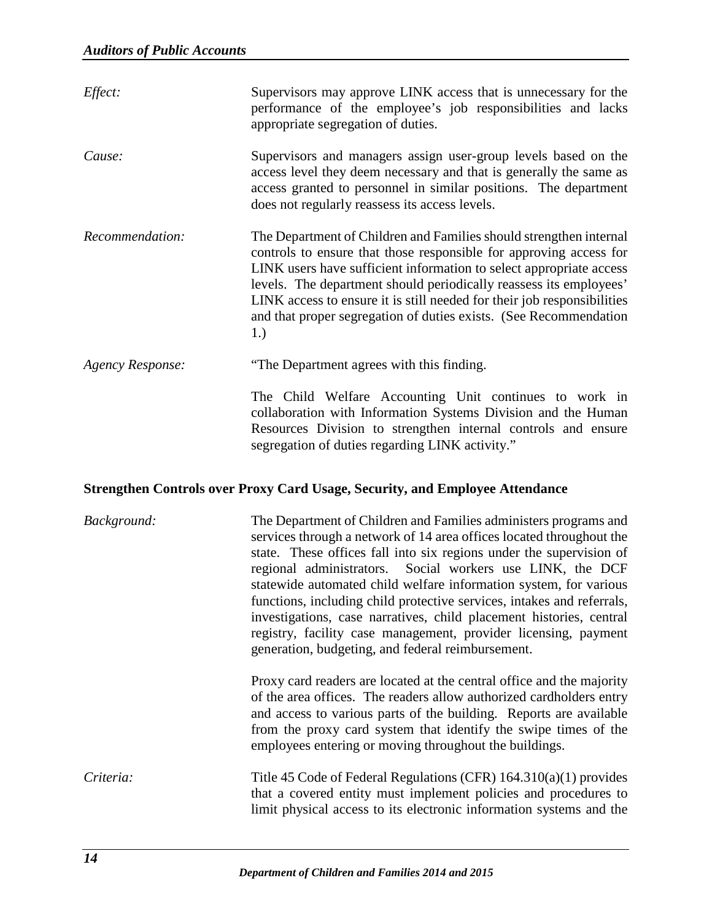*Effect:* Supervisors may approve LINK access that is unnecessary for the performance of the employee's job responsibilities and lacks appropriate segregation of duties.

*Cause:* Supervisors and managers assign user-group levels based on the access level they deem necessary and that is generally the same as access granted to personnel in similar positions. The department does not regularly reassess its access levels.

*Recommendation:* The Department of Children and Families should strengthen internal controls to ensure that those responsible for approving access for LINK users have sufficient information to select appropriate access levels. The department should periodically reassess its employees' LINK access to ensure it is still needed for their job responsibilities and that proper segregation of duties exists. (See Recommendation 1.)

*Agency Response:* "The Department agrees with this finding.

The Child Welfare Accounting Unit continues to work in collaboration with Information Systems Division and the Human Resources Division to strengthen internal controls and ensure segregation of duties regarding LINK activity."

**Strengthen Controls over Proxy Card Usage, Security, and Employee Attendance**

*Background:* The Department of Children and Families administers programs and services through a network of 14 area offices located throughout the state. These offices fall into six regions under the supervision of regional administrators. Social workers use LINK, the DCF statewide automated child welfare information system, for various functions, including child protective services, intakes and referrals, investigations, case narratives, child placement histories, central registry, facility case management, provider licensing, payment generation, budgeting, and federal reimbursement.

Proxy card readers are located at the central office and the majority of the area offices. The readers allow authorized cardholders entry and access to various parts of the building. Reports are available from the proxy card system that identify the swipe times of the employees entering or moving throughout the buildings.

*Criteria:* Title 45 Code of Federal Regulations (CFR) 164.310(a)(1) provides that a covered entity must implement policies and procedures to limit physical access to its electronic information systems and the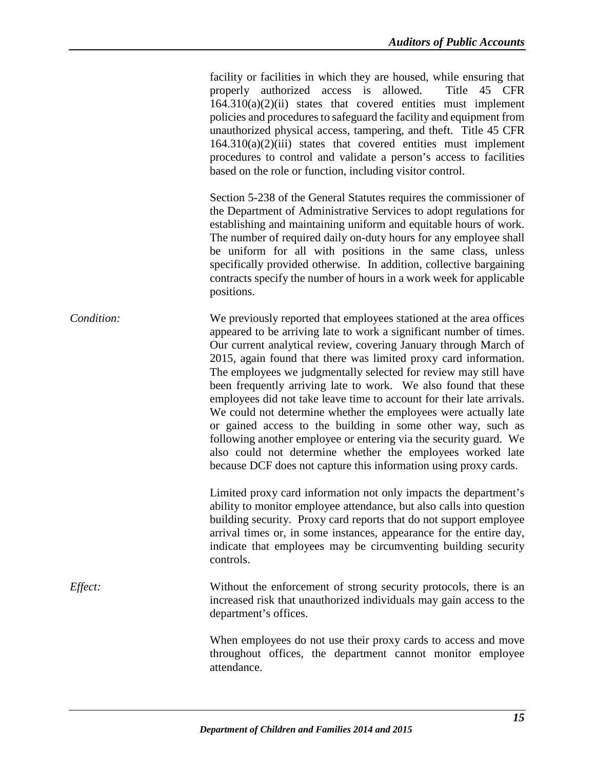facility or facilities in which they are housed, while ensuring that properly authorized access is allowed. Title 45 CFR 164.310(a)(2)(ii) states that covered entities must implement policies and procedures to safeguard the facility and equipment from unauthorized physical access, tampering, and theft. Title 45 CFR 164.310(a)(2)(iii) states that covered entities must implement procedures to control and validate a person's access to facilities based on the role or function, including visitor control.

Section 5-238 of the General Statutes requires the commissioner of the Department of Administrative Services to adopt regulations for establishing and maintaining uniform and equitable hours of work. The number of required daily on-duty hours for any employee shall be uniform for all with positions in the same class, unless specifically provided otherwise. In addition, collective bargaining contracts specify the number of hours in a work week for applicable positions.

*Condition:* We previously reported that employees stationed at the area offices appeared to be arriving late to work a significant number of times. Our current analytical review, covering January through March of 2015, again found that there was limited proxy card information. The employees we judgmentally selected for review may still have been frequently arriving late to work. We also found that these employees did not take leave time to account for their late arrivals. We could not determine whether the employees were actually late or gained access to the building in some other way, such as following another employee or entering via the security guard. We also could not determine whether the employees worked late because DCF does not capture this information using proxy cards.

Limited proxy card information not only impacts the department's ability to monitor employee attendance, but also calls into question building security. Proxy card reports that do not support employee arrival times or, in some instances, appearance for the entire day, indicate that employees may be circumventing building security controls.

*Effect:* Without the enforcement of strong security protocols, there is an increased risk that unauthorized individuals may gain access to the department's offices.

When employees do not use their proxy cards to access and move throughout offices, the department cannot monitor employee attendance.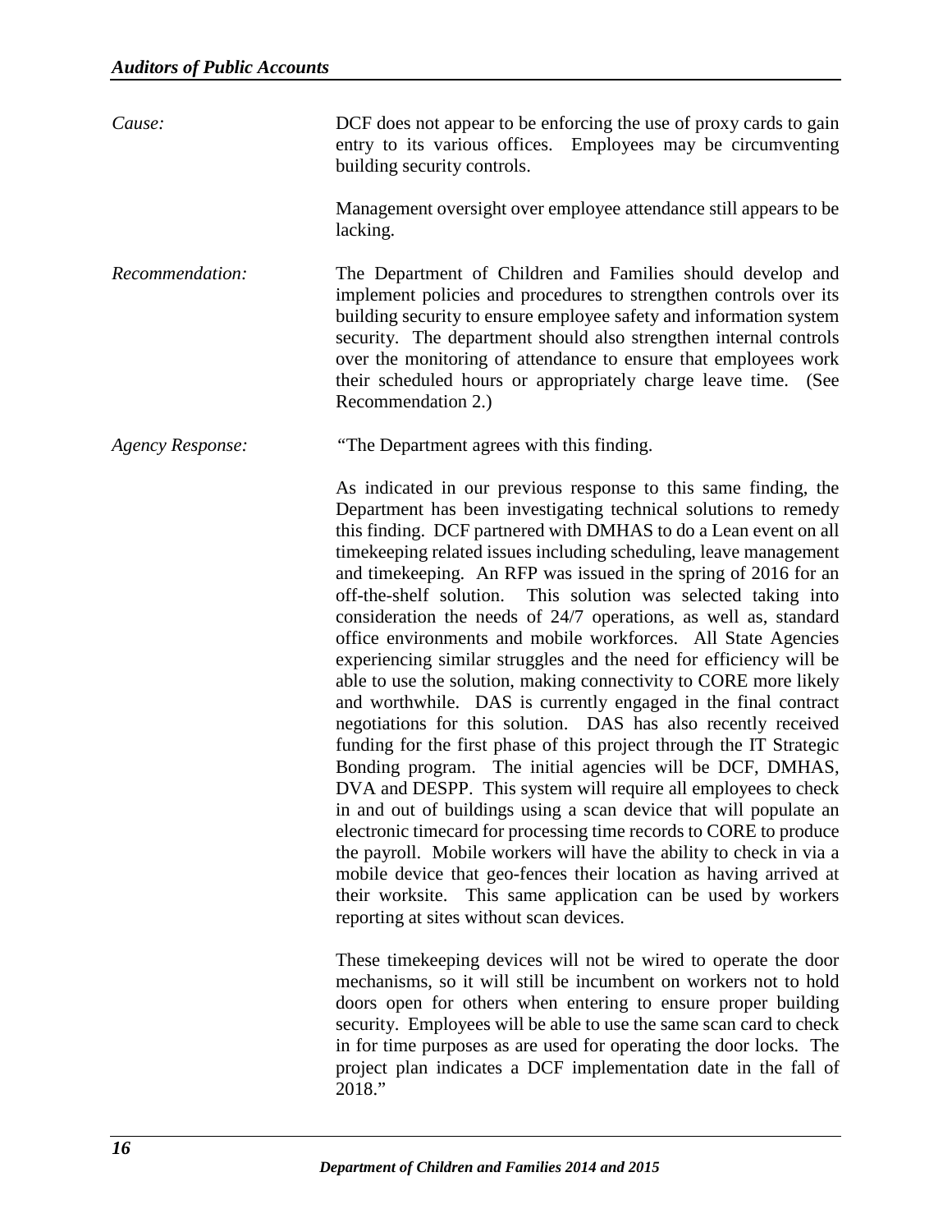*Cause:* DCF does not appear to be enforcing the use of proxy cards to gain entry to its various offices. Employees may be circumventing building security controls.

Management oversight over employee attendance still appears to be lacking.

*Recommendation:* The Department of Children and Families should develop and implement policies and procedures to strengthen controls over its building security to ensure employee safety and information system security. The department should also strengthen internal controls over the monitoring of attendance to ensure that employees work their scheduled hours or appropriately charge leave time. (See Recommendation 2.)

*Agency Response:* "The Department agrees with this finding.

As indicated in our previous response to this same finding, the Department has been investigating technical solutions to remedy this finding. DCF partnered with DMHAS to do a Lean event on all timekeeping related issues including scheduling, leave management and timekeeping. An RFP was issued in the spring of 2016 for an off-the-shelf solution. This solution was selected taking into consideration the needs of 24/7 operations, as well as, standard office environments and mobile workforces. All State Agencies experiencing similar struggles and the need for efficiency will be able to use the solution, making connectivity to CORE more likely and worthwhile. DAS is currently engaged in the final contract negotiations for this solution. DAS has also recently received funding for the first phase of this project through the IT Strategic Bonding program. The initial agencies will be DCF, DMHAS, DVA and DESPP. This system will require all employees to check in and out of buildings using a scan device that will populate an electronic timecard for processing time records to CORE to produce the payroll. Mobile workers will have the ability to check in via a mobile device that geo-fences their location as having arrived at their worksite. This same application can be used by workers reporting at sites without scan devices.

These timekeeping devices will not be wired to operate the door mechanisms, so it will still be incumbent on workers not to hold doors open for others when entering to ensure proper building security. Employees will be able to use the same scan card to check in for time purposes as are used for operating the door locks. The project plan indicates a DCF implementation date in the fall of 2018."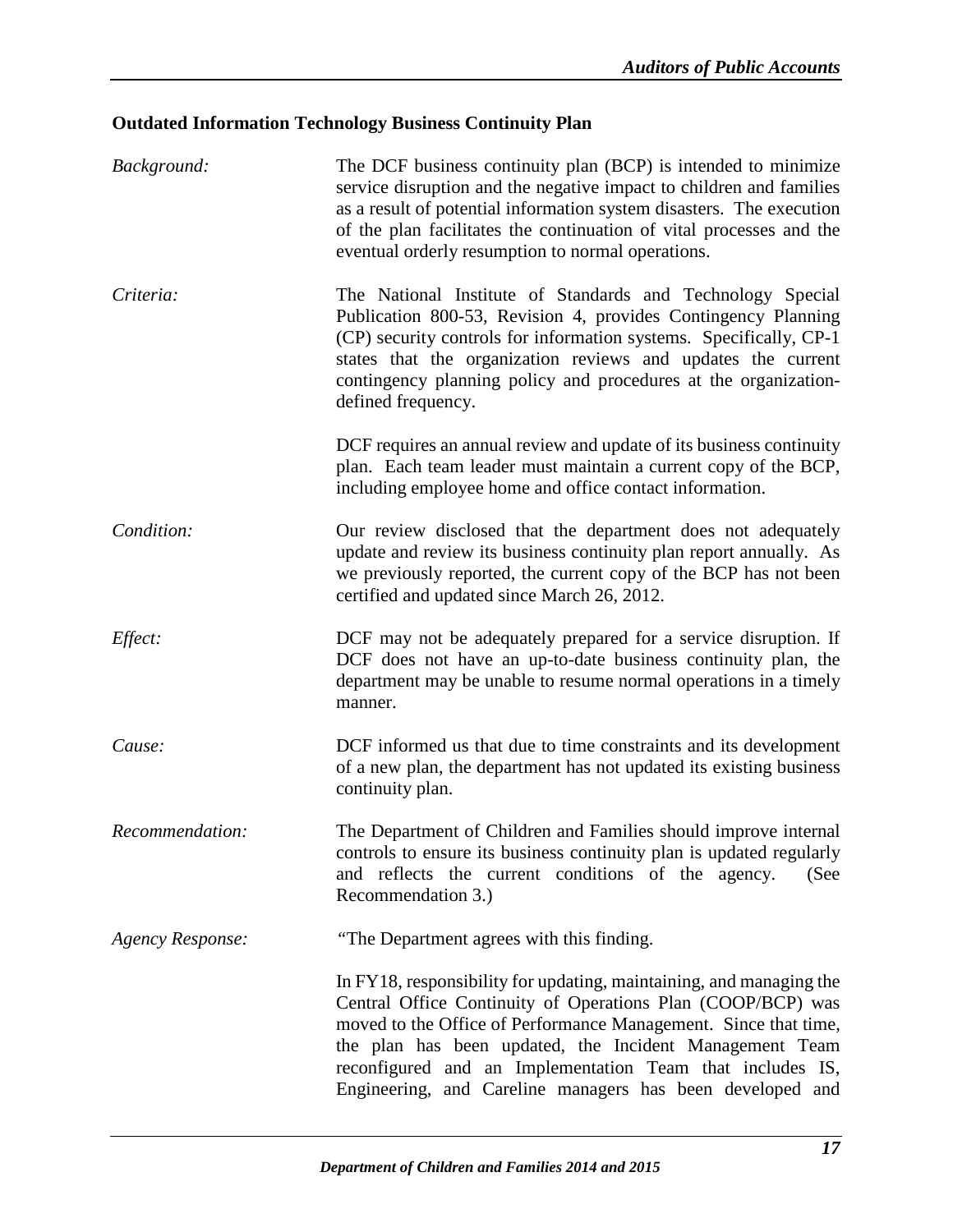**Outdated Information Technology Business Continuity Plan**

*Background:* The DCF business continuity plan (BCP) is intended to minimize service disruption and the negative impact to children and families as a result of potential information system disasters. The execution of the plan facilitates the continuation of vital processes and the eventual orderly resumption to normal operations.

*Criteria:* The National Institute of Standards and Technology Special Publication 800-53, Revision 4, provides Contingency Planning (CP) security controls for information systems. Specifically, CP-1 states that the organization reviews and updates the current contingency planning policy and procedures at the organization-defined frequency.

DCF requires an annual review and update of its business continuity plan. Each team leader must maintain a current copy of the BCP, including employee home and office contact information.

*Condition:* Our review disclosed that the department does not adequately update and review its business continuity plan report annually. As we previously reported, the current copy of the BCP has not been certified and updated since March 26, 2012.

*Effect:* DCF may not be adequately prepared for a service disruption. If DCF does not have an up-to-date business continuity plan, the department may be unable to resume normal operations in a timely manner.

*Cause:* DCF informed us that due to time constraints and its development of a new plan, the department has not updated its existing business continuity plan.

*Recommendation:* The Department of Children and Families should improve internal controls to ensure its business continuity plan is updated regularly and reflects the current conditions of the agency. (See Recommendation 3.)

*Agency Response:* "The Department agrees with this finding.

In FY18, responsibility for updating, maintaining, and managing the Central Office Continuity of Operations Plan (COOP/BCP) was moved to the Office of Performance Management. Since that time, the plan has been updated, the Incident Management Team reconfigured and an Implementation Team that includes IS, Engineering, and Careline managers has been developed and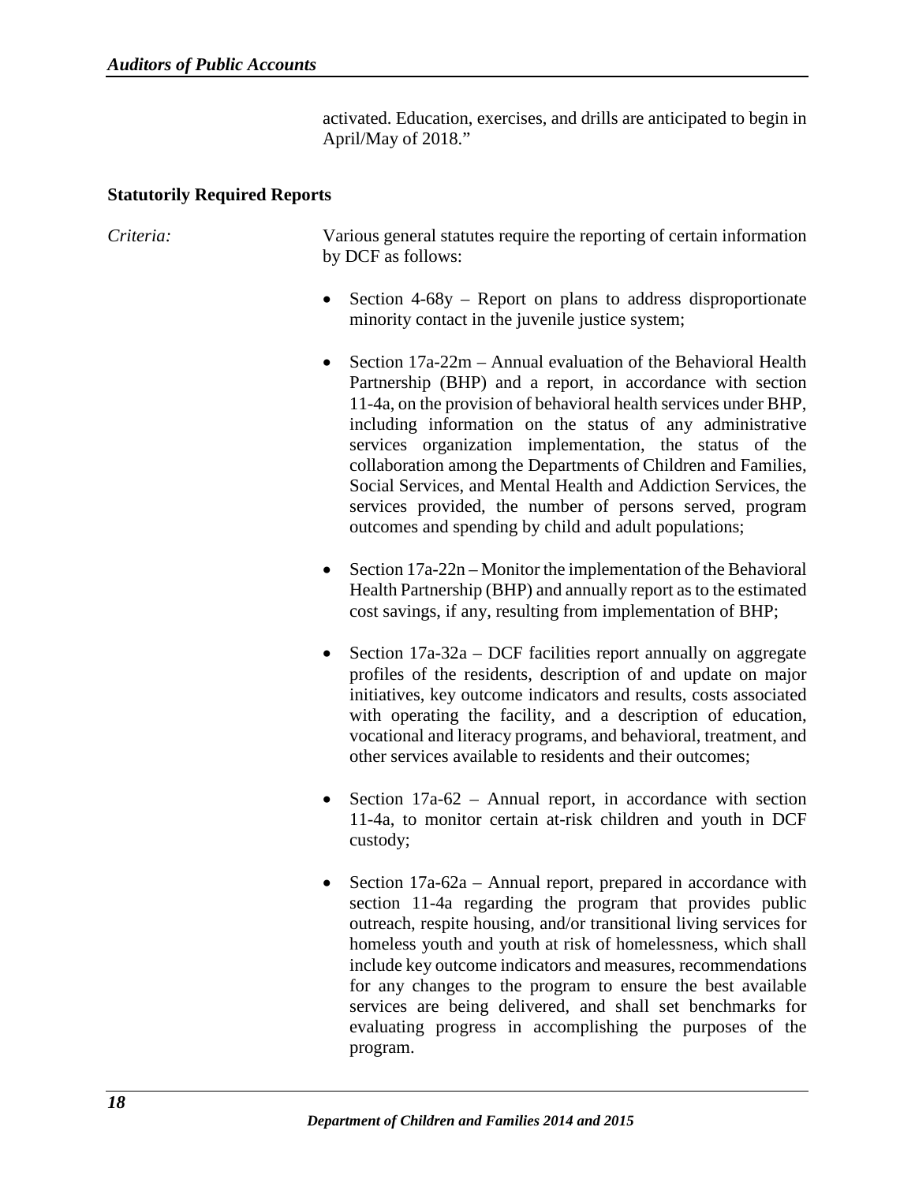activated. Education, exercises, and drills are anticipated to begin in April/May of 2018."

**Statutorily Required Reports**

*Criteria:* Various general statutes require the reporting of certain information by DCF as follows:

- Section 4-68y – Report on plans to address disproportionate minority contact in the juvenile justice system;

- Section 17a-22m – Annual evaluation of the Behavioral Health Partnership (BHP) and a report, in accordance with section 11-4a, on the provision of behavioral health services under BHP, including information on the status of any administrative services organization implementation, the status of the collaboration among the Departments of Children and Families, Social Services, and Mental Health and Addiction Services, the services provided, the number of persons served, program outcomes and spending by child and adult populations;

- Section 17a-22n – Monitor the implementation of the Behavioral Health Partnership (BHP) and annually report as to the estimated cost savings, if any, resulting from implementation of BHP;

- Section 17a-32a – DCF facilities report annually on aggregate profiles of the residents, description of and update on major initiatives, key outcome indicators and results, costs associated with operating the facility, and a description of education, vocational and literacy programs, and behavioral, treatment, and other services available to residents and their outcomes;

- Section 17a-62 – Annual report, in accordance with section 11-4a, to monitor certain at-risk children and youth in DCF custody;

- Section 17a-62a – Annual report, prepared in accordance with section 11-4a regarding the program that provides public outreach, respite housing, and/or transitional living services for homeless youth and youth at risk of homelessness, which shall include key outcome indicators and measures, recommendations for any changes to the program to ensure the best available services are being delivered, and shall set benchmarks for evaluating progress in accomplishing the purposes of the program.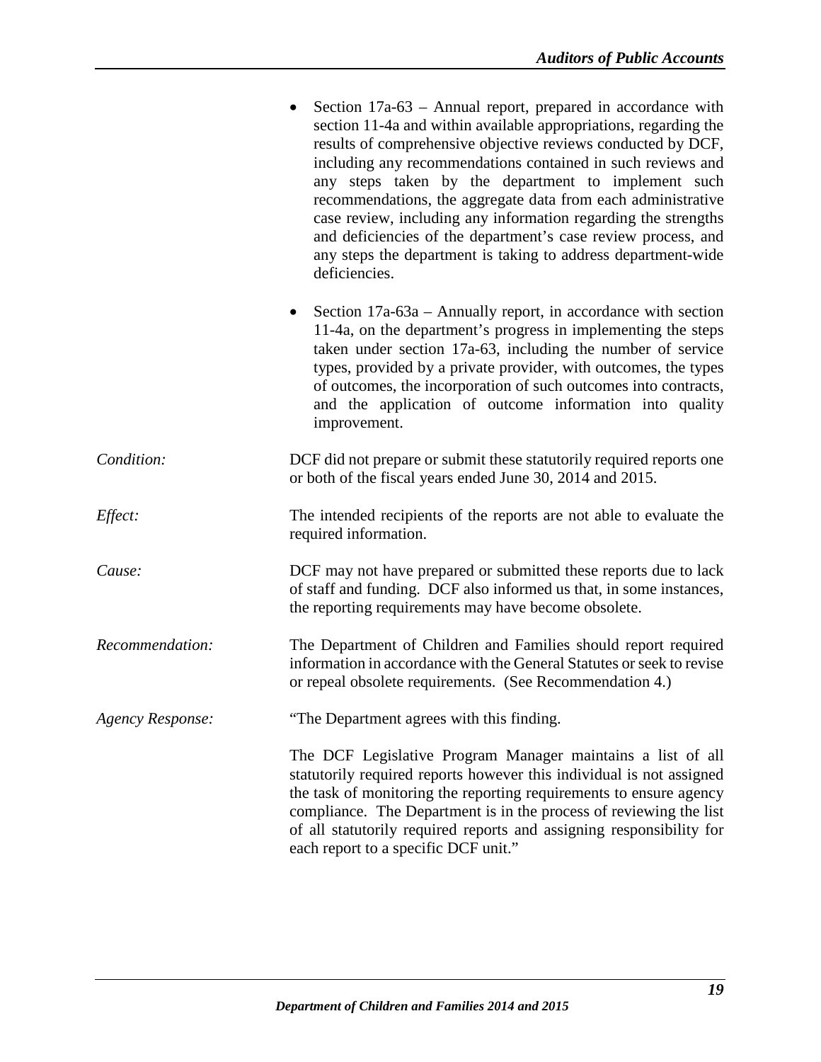- Section 17a-63 – Annual report, prepared in accordance with section 11-4a and within available appropriations, regarding the results of comprehensive objective reviews conducted by DCF, including any recommendations contained in such reviews and any steps taken by the department to implement such recommendations, the aggregate data from each administrative case review, including any information regarding the strengths and deficiencies of the department's case review process, and any steps the department is taking to address department-wide deficiencies.

- Section 17a-63a – Annually report, in accordance with section 11-4a, on the department's progress in implementing the steps taken under section 17a-63, including the number of service types, provided by a private provider, with outcomes, the types of outcomes, the incorporation of such outcomes into contracts, and the application of outcome information into quality improvement.

*Condition:* DCF did not prepare or submit these statutorily required reports one or both of the fiscal years ended June 30, 2014 and 2015.

*Effect:* The intended recipients of the reports are not able to evaluate the required information.

*Cause:* DCF may not have prepared or submitted these reports due to lack of staff and funding. DCF also informed us that, in some instances, the reporting requirements may have become obsolete.

*Recommendation:* The Department of Children and Families should report required information in accordance with the General Statutes or seek to revise or repeal obsolete requirements. (See Recommendation 4.)

*Agency Response:* "The Department agrees with this finding.

The DCF Legislative Program Manager maintains a list of all statutorily required reports however this individual is not assigned the task of monitoring the reporting requirements to ensure agency compliance. The Department is in the process of reviewing the list of all statutorily required reports and assigning responsibility for each report to a specific DCF unit."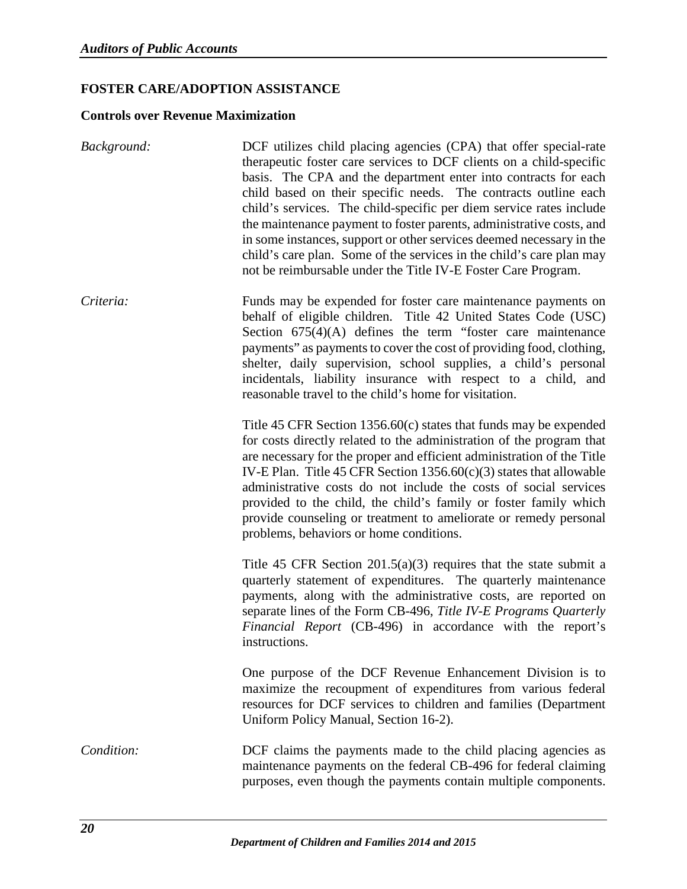## FOSTER CARE/ADOPTION ASSISTANCE

### Controls over Revenue Maximization

*Background:* DCF utilizes child placing agencies (CPA) that offer special-rate therapeutic foster care services to DCF clients on a child-specific basis. The CPA and the department enter into contracts for each child based on their specific needs. The contracts outline each child's services. The child-specific per diem service rates include the maintenance payment to foster parents, administrative costs, and in some instances, support or other services deemed necessary in the child's care plan. Some of the services in the child's care plan may not be reimbursable under the Title IV-E Foster Care Program.

*Criteria:* Funds may be expended for foster care maintenance payments on behalf of eligible children. Title 42 United States Code (USC) Section 675(4)(A) defines the term "foster care maintenance payments" as payments to cover the cost of providing food, clothing, shelter, daily supervision, school supplies, a child's personal incidentals, liability insurance with respect to a child, and reasonable travel to the child's home for visitation.

Title 45 CFR Section 1356.60(c) states that funds may be expended for costs directly related to the administration of the program that are necessary for the proper and efficient administration of the Title IV-E Plan. Title 45 CFR Section 1356.60(c)(3) states that allowable administrative costs do not include the costs of social services provided to the child, the child's family or foster family which provide counseling or treatment to ameliorate or remedy personal problems, behaviors or home conditions.

Title 45 CFR Section 201.5(a)(3) requires that the state submit a quarterly statement of expenditures. The quarterly maintenance payments, along with the administrative costs, are reported on separate lines of the Form CB-496, *Title IV-E Programs Quarterly Financial Report* (CB-496) in accordance with the report's instructions.

One purpose of the DCF Revenue Enhancement Division is to maximize the recoupment of expenditures from various federal resources for DCF services to children and families (Department Uniform Policy Manual, Section 16-2).

*Condition:* DCF claims the payments made to the child placing agencies as maintenance payments on the federal CB-496 for federal claiming purposes, even though the payments contain multiple components.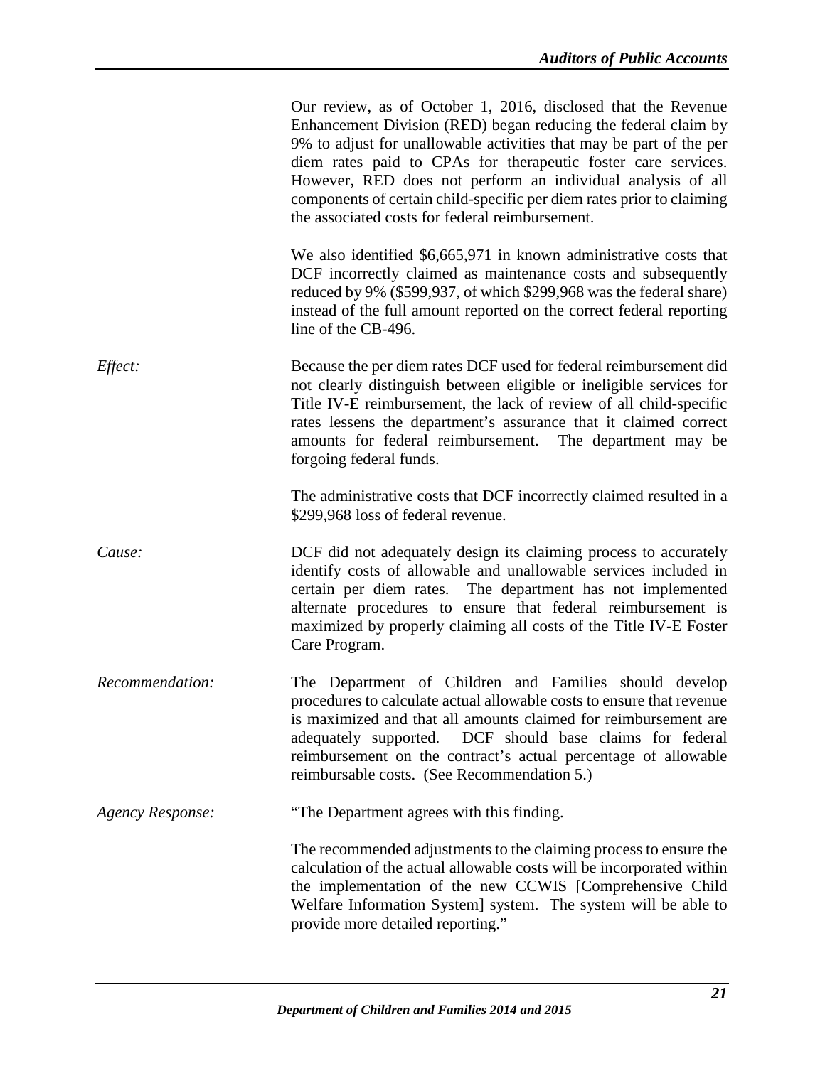Our review, as of October 1, 2016, disclosed that the Revenue Enhancement Division (RED) began reducing the federal claim by 9% to adjust for unallowable activities that may be part of the per diem rates paid to CPAs for therapeutic foster care services. However, RED does not perform an individual analysis of all components of certain child-specific per diem rates prior to claiming the associated costs for federal reimbursement.

We also identified \$6,665,971 in known administrative costs that DCF incorrectly claimed as maintenance costs and subsequently reduced by 9% (\$599,937, of which \$299,968 was the federal share) instead of the full amount reported on the correct federal reporting line of the CB-496.

*Effect:* Because the per diem rates DCF used for federal reimbursement did not clearly distinguish between eligible or ineligible services for Title IV-E reimbursement, the lack of review of all child-specific rates lessens the department's assurance that it claimed correct amounts for federal reimbursement. The department may be forgoing federal funds.

The administrative costs that DCF incorrectly claimed resulted in a \$299,968 loss of federal revenue.

*Cause:* DCF did not adequately design its claiming process to accurately identify costs of allowable and unallowable services included in certain per diem rates. The department has not implemented alternate procedures to ensure that federal reimbursement is maximized by properly claiming all costs of the Title IV-E Foster Care Program.

*Recommendation:* The Department of Children and Families should develop procedures to calculate actual allowable costs to ensure that revenue is maximized and that all amounts claimed for reimbursement are adequately supported. DCF should base claims for federal reimbursement on the contract's actual percentage of allowable reimbursable costs. (See Recommendation 5.)

*Agency Response:* "The Department agrees with this finding.

The recommended adjustments to the claiming process to ensure the calculation of the actual allowable costs will be incorporated within the implementation of the new CCWIS [Comprehensive Child Welfare Information System] system. The system will be able to provide more detailed reporting."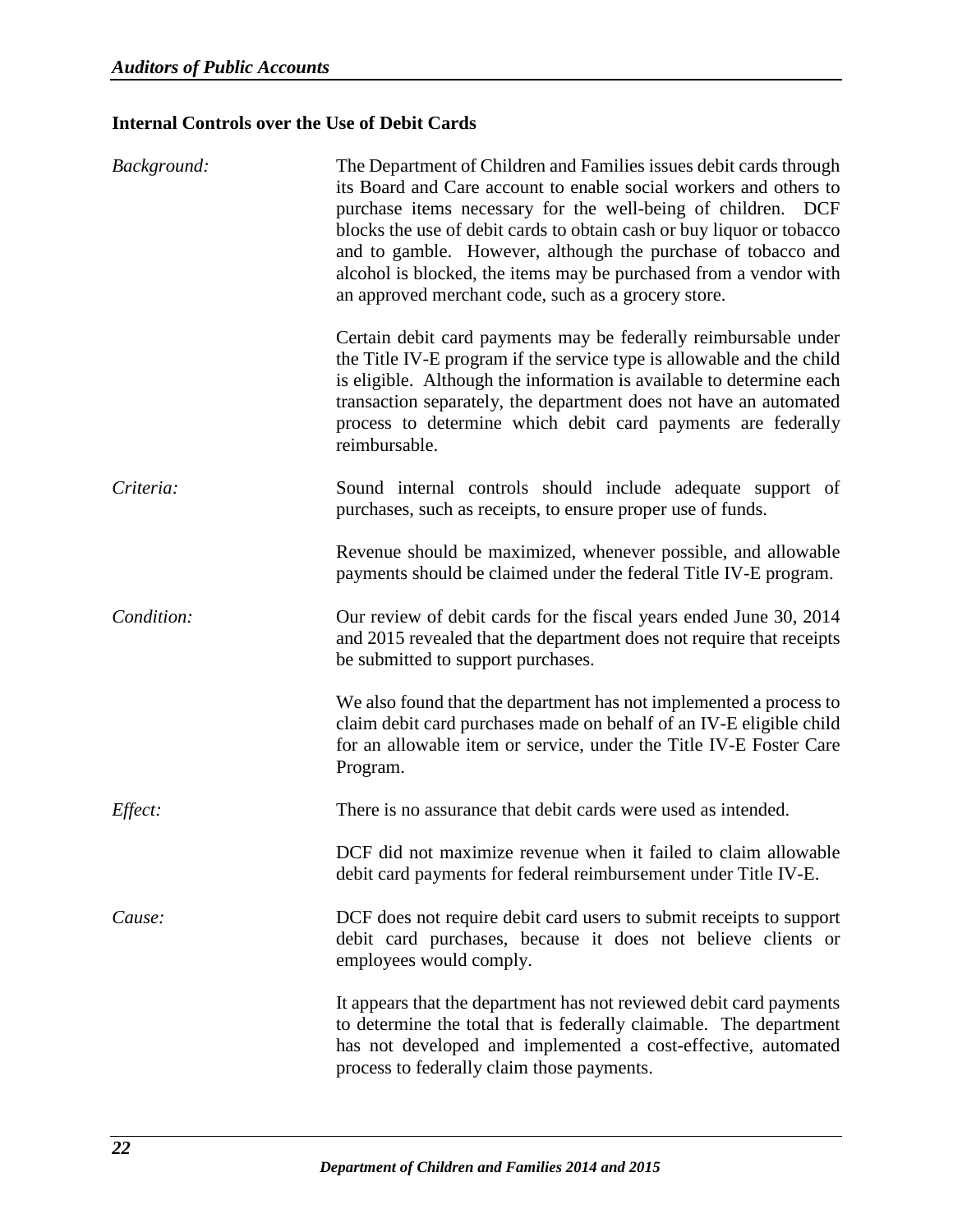### Internal Controls over the Use of Debit Cards

*Background:* The Department of Children and Families issues debit cards through its Board and Care account to enable social workers and others to purchase items necessary for the well-being of children. DCF blocks the use of debit cards to obtain cash or buy liquor or tobacco and to gamble. However, although the purchase of tobacco and alcohol is blocked, the items may be purchased from a vendor with an approved merchant code, such as a grocery store.

Certain debit card payments may be federally reimbursable under the Title IV-E program if the service type is allowable and the child is eligible. Although the information is available to determine each transaction separately, the department does not have an automated process to determine which debit card payments are federally reimbursable.

*Criteria:* Sound internal controls should include adequate support of purchases, such as receipts, to ensure proper use of funds.

Revenue should be maximized, whenever possible, and allowable payments should be claimed under the federal Title IV-E program.

*Condition:* Our review of debit cards for the fiscal years ended June 30, 2014 and 2015 revealed that the department does not require that receipts be submitted to support purchases.

We also found that the department has not implemented a process to claim debit card purchases made on behalf of an IV-E eligible child for an allowable item or service, under the Title IV-E Foster Care Program.

*Effect:* There is no assurance that debit cards were used as intended.

DCF did not maximize revenue when it failed to claim allowable debit card payments for federal reimbursement under Title IV-E.

*Cause:* DCF does not require debit card users to submit receipts to support debit card purchases, because it does not believe clients or employees would comply.

It appears that the department has not reviewed debit card payments to determine the total that is federally claimable. The department has not developed and implemented a cost-effective, automated process to federally claim those payments.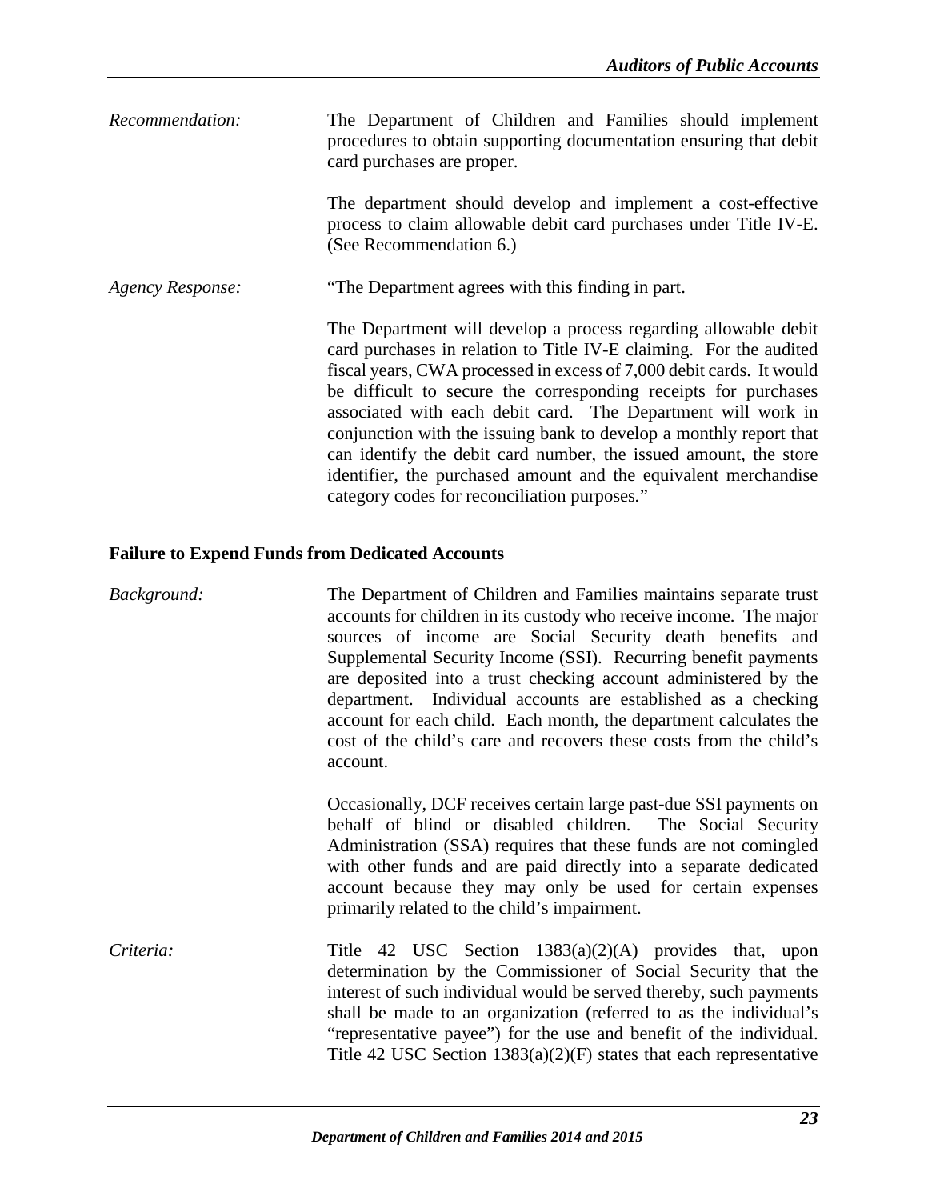*Recommendation:* The Department of Children and Families should implement procedures to obtain supporting documentation ensuring that debit card purchases are proper.

The department should develop and implement a cost-effective process to claim allowable debit card purchases under Title IV-E. (See Recommendation 6.)

*Agency Response:* "The Department agrees with this finding in part.

The Department will develop a process regarding allowable debit card purchases in relation to Title IV-E claiming. For the audited fiscal years, CWA processed in excess of 7,000 debit cards. It would be difficult to secure the corresponding receipts for purchases associated with each debit card. The Department will work in conjunction with the issuing bank to develop a monthly report that can identify the debit card number, the issued amount, the store identifier, the purchased amount and the equivalent merchandise category codes for reconciliation purposes."

**Failure to Expend Funds from Dedicated Accounts**

*Background:* The Department of Children and Families maintains separate trust accounts for children in its custody who receive income. The major sources of income are Social Security death benefits and Supplemental Security Income (SSI). Recurring benefit payments are deposited into a trust checking account administered by the department. Individual accounts are established as a checking account for each child. Each month, the department calculates the cost of the child's care and recovers these costs from the child's account.

Occasionally, DCF receives certain large past-due SSI payments on behalf of blind or disabled children. The Social Security Administration (SSA) requires that these funds are not comingled with other funds and are paid directly into a separate dedicated account because they may only be used for certain expenses primarily related to the child's impairment.

*Criteria:* Title 42 USC Section 1383(a)(2)(A) provides that, upon determination by the Commissioner of Social Security that the interest of such individual would be served thereby, such payments shall be made to an organization (referred to as the individual's "representative payee") for the use and benefit of the individual. Title 42 USC Section 1383(a)(2)(F) states that each representative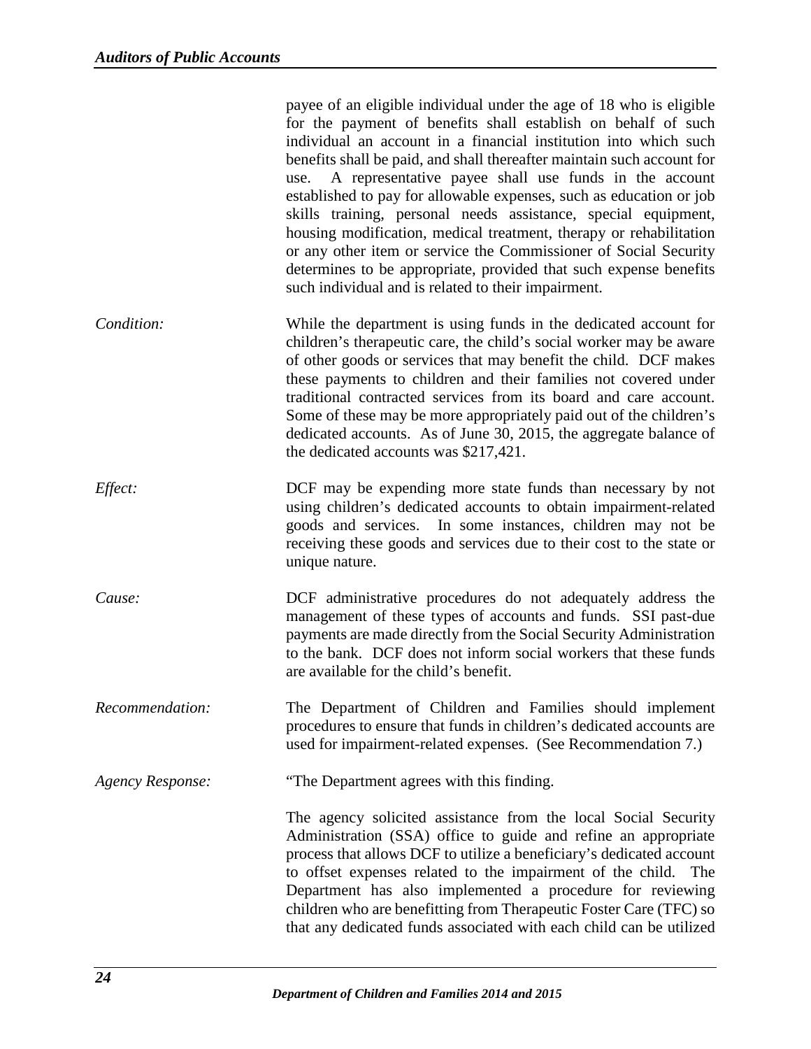payee of an eligible individual under the age of 18 who is eligible for the payment of benefits shall establish on behalf of such individual an account in a financial institution into which such benefits shall be paid, and shall thereafter maintain such account for use. A representative payee shall use funds in the account established to pay for allowable expenses, such as education or job skills training, personal needs assistance, special equipment, housing modification, medical treatment, therapy or rehabilitation or any other item or service the Commissioner of Social Security determines to be appropriate, provided that such expense benefits such individual and is related to their impairment.

*Condition:* While the department is using funds in the dedicated account for children's therapeutic care, the child's social worker may be aware of other goods or services that may benefit the child. DCF makes these payments to children and their families not covered under traditional contracted services from its board and care account. Some of these may be more appropriately paid out of the children's dedicated accounts. As of June 30, 2015, the aggregate balance of the dedicated accounts was $217,421.

*Effect:* DCF may be expending more state funds than necessary by not using children's dedicated accounts to obtain impairment-related goods and services. In some instances, children may not be receiving these goods and services due to their cost to the state or unique nature.

*Cause:* DCF administrative procedures do not adequately address the management of these types of accounts and funds. SSI past-due payments are made directly from the Social Security Administration to the bank. DCF does not inform social workers that these funds are available for the child's benefit.

*Recommendation:* The Department of Children and Families should implement procedures to ensure that funds in children's dedicated accounts are used for impairment-related expenses. (See Recommendation 7.)

*Agency Response:* "The Department agrees with this finding.

The agency solicited assistance from the local Social Security Administration (SSA) office to guide and refine an appropriate process that allows DCF to utilize a beneficiary's dedicated account to offset expenses related to the impairment of the child. The Department has also implemented a procedure for reviewing children who are benefitting from Therapeutic Foster Care (TFC) so that any dedicated funds associated with each child can be utilized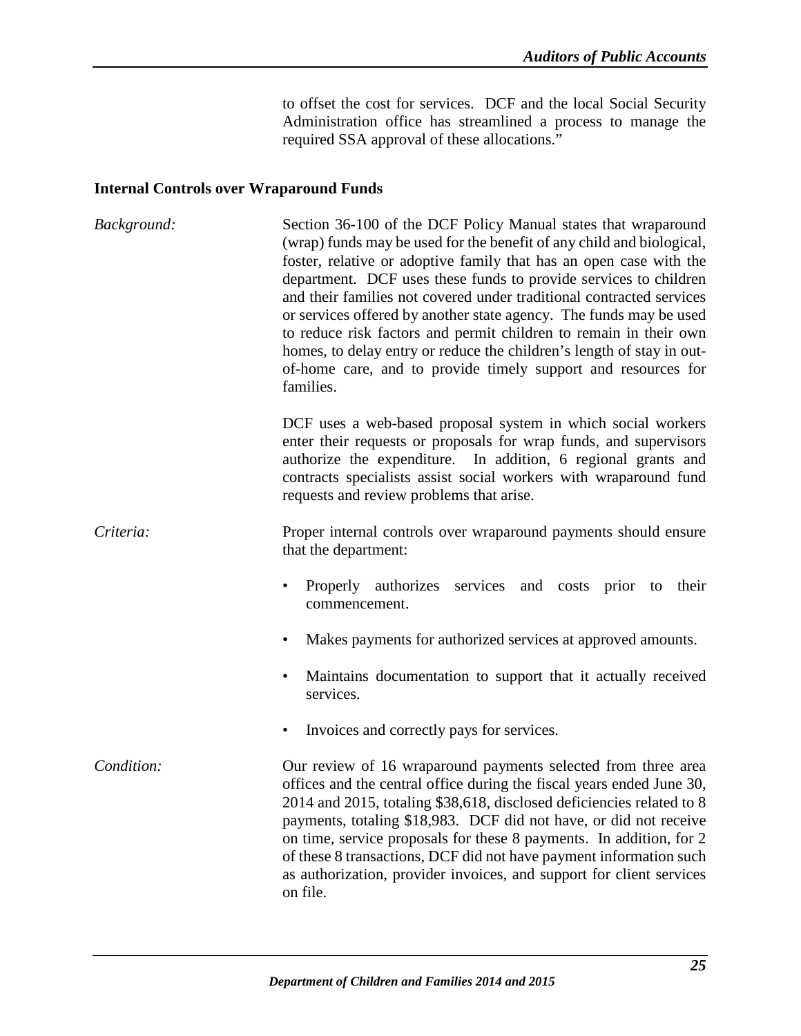to offset the cost for services. DCF and the local Social Security Administration office has streamlined a process to manage the required SSA approval of these allocations."

**Internal Controls over Wraparound Funds**

*Background:* Section 36-100 of the DCF Policy Manual states that wraparound (wrap) funds may be used for the benefit of any child and biological, foster, relative or adoptive family that has an open case with the department. DCF uses these funds to provide services to children and their families not covered under traditional contracted services or services offered by another state agency. The funds may be used to reduce risk factors and permit children to remain in their own homes, to delay entry or reduce the children's length of stay in out-of-home care, and to provide timely support and resources for families.

DCF uses a web-based proposal system in which social workers enter their requests or proposals for wrap funds, and supervisors authorize the expenditure. In addition, 6 regional grants and contracts specialists assist social workers with wraparound fund requests and review problems that arise.

*Criteria:* Proper internal controls over wraparound payments should ensure that the department:

- Properly authorizes services and costs prior to their commencement.
- Makes payments for authorized services at approved amounts.
- Maintains documentation to support that it actually received services.
- Invoices and correctly pays for services.

*Condition:* Our review of 16 wraparound payments selected from three area offices and the central office during the fiscal years ended June 30, 2014 and 2015, totaling $38,618, disclosed deficiencies related to 8 payments, totaling $18,983. DCF did not have, or did not receive on time, service proposals for these 8 payments. In addition, for 2 of these 8 transactions, DCF did not have payment information such as authorization, provider invoices, and support for client services on file.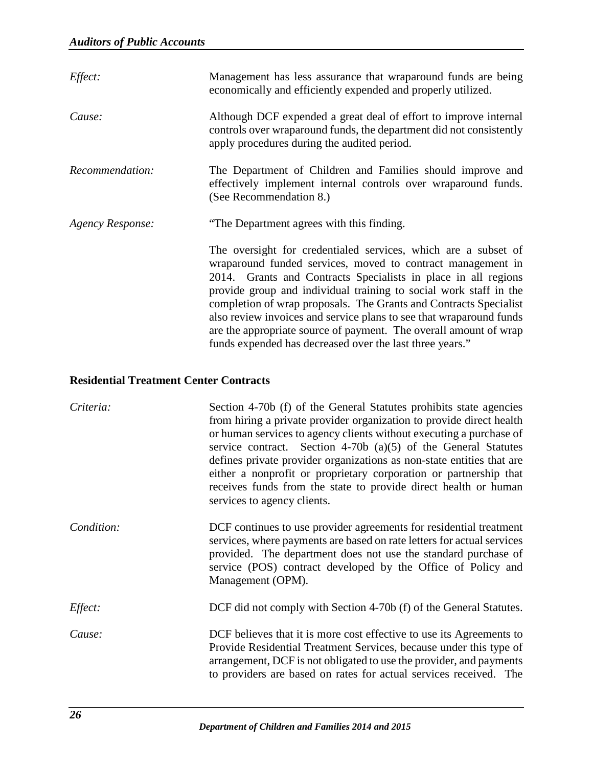*Effect:* Management has less assurance that wraparound funds are being economically and efficiently expended and properly utilized.

*Cause:* Although DCF expended a great deal of effort to improve internal controls over wraparound funds, the department did not consistently apply procedures during the audited period.

*Recommendation:* The Department of Children and Families should improve and effectively implement internal controls over wraparound funds. (See Recommendation 8.)

*Agency Response:* "The Department agrees with this finding.

The oversight for credentialed services, which are a subset of wraparound funded services, moved to contract management in 2014. Grants and Contracts Specialists in place in all regions provide group and individual training to social work staff in the completion of wrap proposals. The Grants and Contracts Specialist also review invoices and service plans to see that wraparound funds are the appropriate source of payment. The overall amount of wrap funds expended has decreased over the last three years."

**Residential Treatment Center Contracts**

*Criteria:* Section 4-70b (f) of the General Statutes prohibits state agencies from hiring a private provider organization to provide direct health or human services to agency clients without executing a purchase of service contract. Section 4-70b (a)(5) of the General Statutes defines private provider organizations as non-state entities that are either a nonprofit or proprietary corporation or partnership that receives funds from the state to provide direct health or human services to agency clients.

*Condition:* DCF continues to use provider agreements for residential treatment services, where payments are based on rate letters for actual services provided. The department does not use the standard purchase of service (POS) contract developed by the Office of Policy and Management (OPM).

*Effect:* DCF did not comply with Section 4-70b (f) of the General Statutes.

*Cause:* DCF believes that it is more cost effective to use its Agreements to Provide Residential Treatment Services, because under this type of arrangement, DCF is not obligated to use the provider, and payments to providers are based on rates for actual services received. The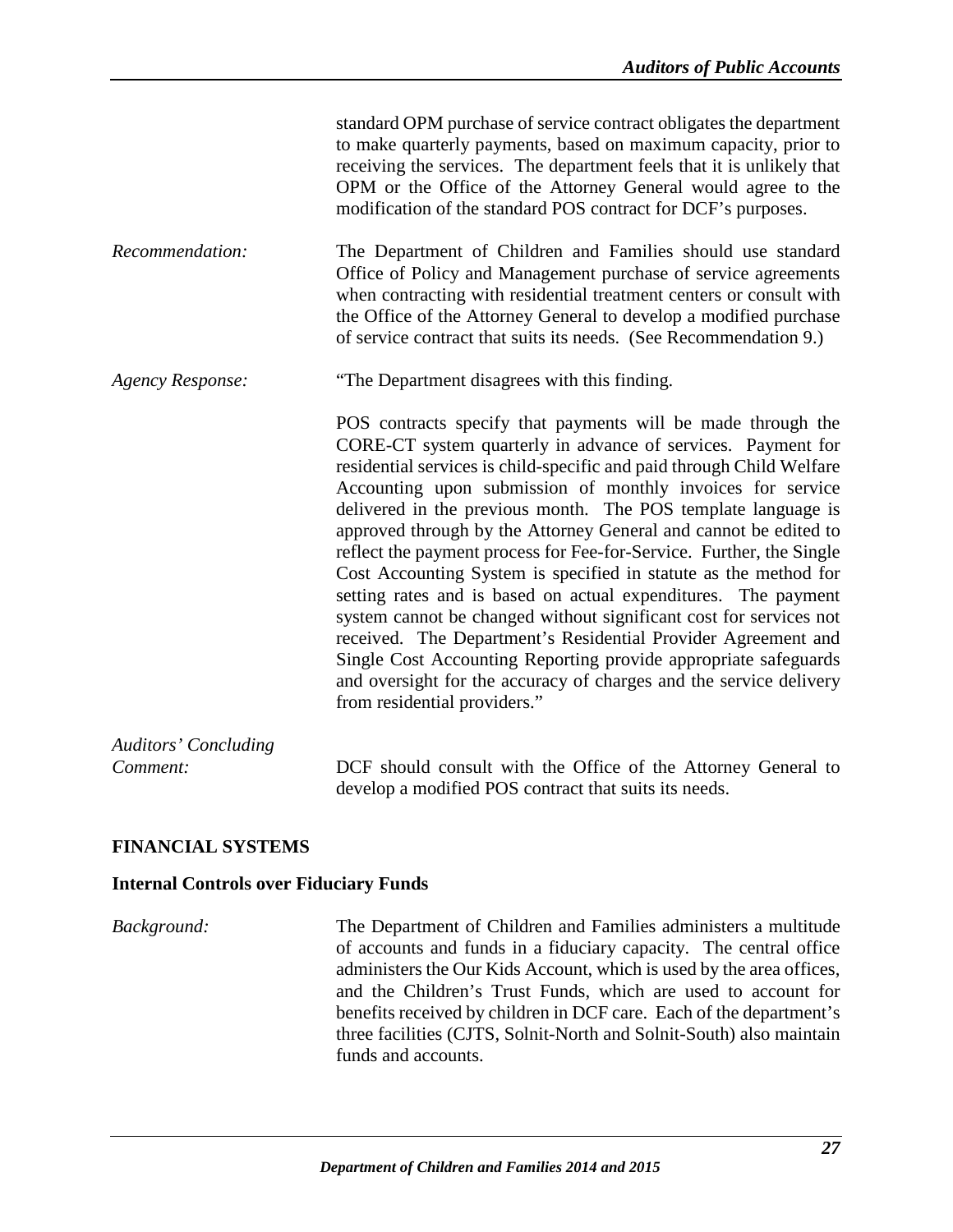standard OPM purchase of service contract obligates the department to make quarterly payments, based on maximum capacity, prior to receiving the services. The department feels that it is unlikely that OPM or the Office of the Attorney General would agree to the modification of the standard POS contract for DCF's purposes.

*Recommendation:* The Department of Children and Families should use standard Office of Policy and Management purchase of service agreements when contracting with residential treatment centers or consult with the Office of the Attorney General to develop a modified purchase of service contract that suits its needs. (See Recommendation 9.)

*Agency Response:* "The Department disagrees with this finding.

POS contracts specify that payments will be made through the CORE-CT system quarterly in advance of services. Payment for residential services is child-specific and paid through Child Welfare Accounting upon submission of monthly invoices for service delivered in the previous month. The POS template language is approved through by the Attorney General and cannot be edited to reflect the payment process for Fee-for-Service. Further, the Single Cost Accounting System is specified in statute as the method for setting rates and is based on actual expenditures. The payment system cannot be changed without significant cost for services not received. The Department's Residential Provider Agreement and Single Cost Accounting Reporting provide appropriate safeguards and oversight for the accuracy of charges and the service delivery from residential providers."

*Auditors' Concluding Comment:* DCF should consult with the Office of the Attorney General to develop a modified POS contract that suits its needs.

## FINANCIAL SYSTEMS

### Internal Controls over Fiduciary Funds

*Background:* The Department of Children and Families administers a multitude of accounts and funds in a fiduciary capacity. The central office administers the Our Kids Account, which is used by the area offices, and the Children's Trust Funds, which are used to account for benefits received by children in DCF care. Each of the department's three facilities (CJTS, Solnit-North and Solnit-South) also maintain funds and accounts.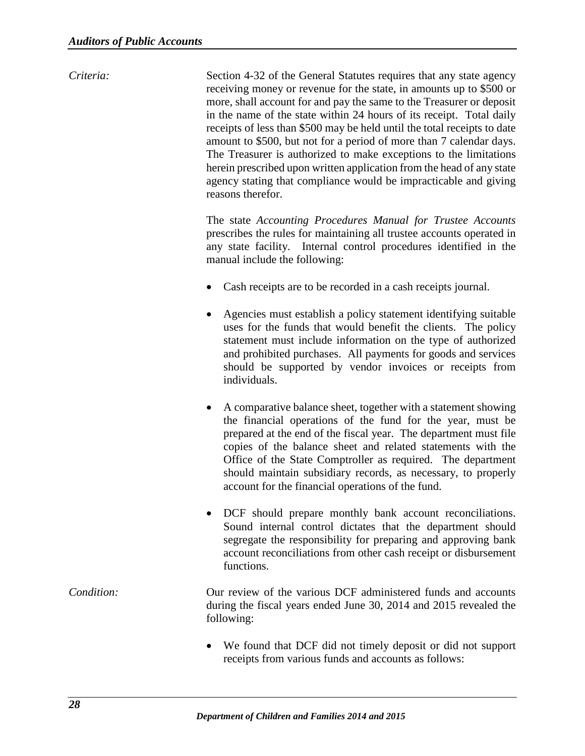*Criteria:* Section 4-32 of the General Statutes requires that any state agency receiving money or revenue for the state, in amounts up to $500 or more, shall account for and pay the same to the Treasurer or deposit in the name of the state within 24 hours of its receipt. Total daily receipts of less than $500 may be held until the total receipts to date amount to $500, but not for a period of more than 7 calendar days. The Treasurer is authorized to make exceptions to the limitations herein prescribed upon written application from the head of any state agency stating that compliance would be impracticable and giving reasons therefor.

The state *Accounting Procedures Manual for Trustee Accounts* prescribes the rules for maintaining all trustee accounts operated in any state facility. Internal control procedures identified in the manual include the following:

- Cash receipts are to be recorded in a cash receipts journal.
- Agencies must establish a policy statement identifying suitable uses for the funds that would benefit the clients. The policy statement must include information on the type of authorized and prohibited purchases. All payments for goods and services should be supported by vendor invoices or receipts from individuals.
- A comparative balance sheet, together with a statement showing the financial operations of the fund for the year, must be prepared at the end of the fiscal year. The department must file copies of the balance sheet and related statements with the Office of the State Comptroller as required. The department should maintain subsidiary records, as necessary, to properly account for the financial operations of the fund.
- DCF should prepare monthly bank account reconciliations. Sound internal control dictates that the department should segregate the responsibility for preparing and approving bank account reconciliations from other cash receipt or disbursement functions.

*Condition:* Our review of the various DCF administered funds and accounts during the fiscal years ended June 30, 2014 and 2015 revealed the following:

- We found that DCF did not timely deposit or did not support receipts from various funds and accounts as follows: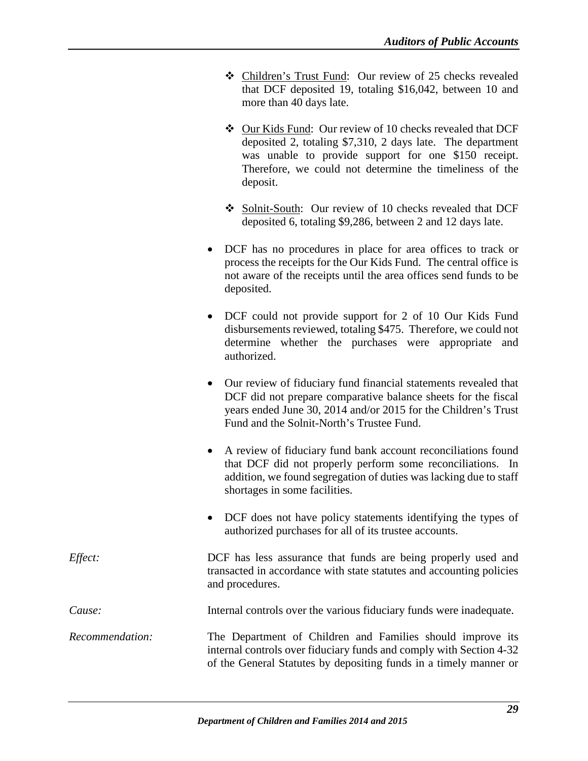- Children's Trust Fund: Our review of 25 checks revealed that DCF deposited 19, totaling $16,042, between 10 and more than 40 days late.

- Our Kids Fund: Our review of 10 checks revealed that DCF deposited 2, totaling $7,310, 2 days late. The department was unable to provide support for one $150 receipt. Therefore, we could not determine the timeliness of the deposit.

- Solnit-South: Our review of 10 checks revealed that DCF deposited 6, totaling $9,286, between 2 and 12 days late.

- DCF has no procedures in place for area offices to track or process the receipts for the Our Kids Fund. The central office is not aware of the receipts until the area offices send funds to be deposited.

- DCF could not provide support for 2 of 10 Our Kids Fund disbursements reviewed, totaling $475. Therefore, we could not determine whether the purchases were appropriate and authorized.

- Our review of fiduciary fund financial statements revealed that DCF did not prepare comparative balance sheets for the fiscal years ended June 30, 2014 and/or 2015 for the Children's Trust Fund and the Solnit-North's Trustee Fund.

- A review of fiduciary fund bank account reconciliations found that DCF did not properly perform some reconciliations. In addition, we found segregation of duties was lacking due to staff shortages in some facilities.

- DCF does not have policy statements identifying the types of authorized purchases for all of its trustee accounts.

*Effect:* DCF has less assurance that funds are being properly used and transacted in accordance with state statutes and accounting policies and procedures.

*Cause:* Internal controls over the various fiduciary funds were inadequate.

*Recommendation:* The Department of Children and Families should improve its internal controls over fiduciary funds and comply with Section 4-32 of the General Statutes by depositing funds in a timely manner or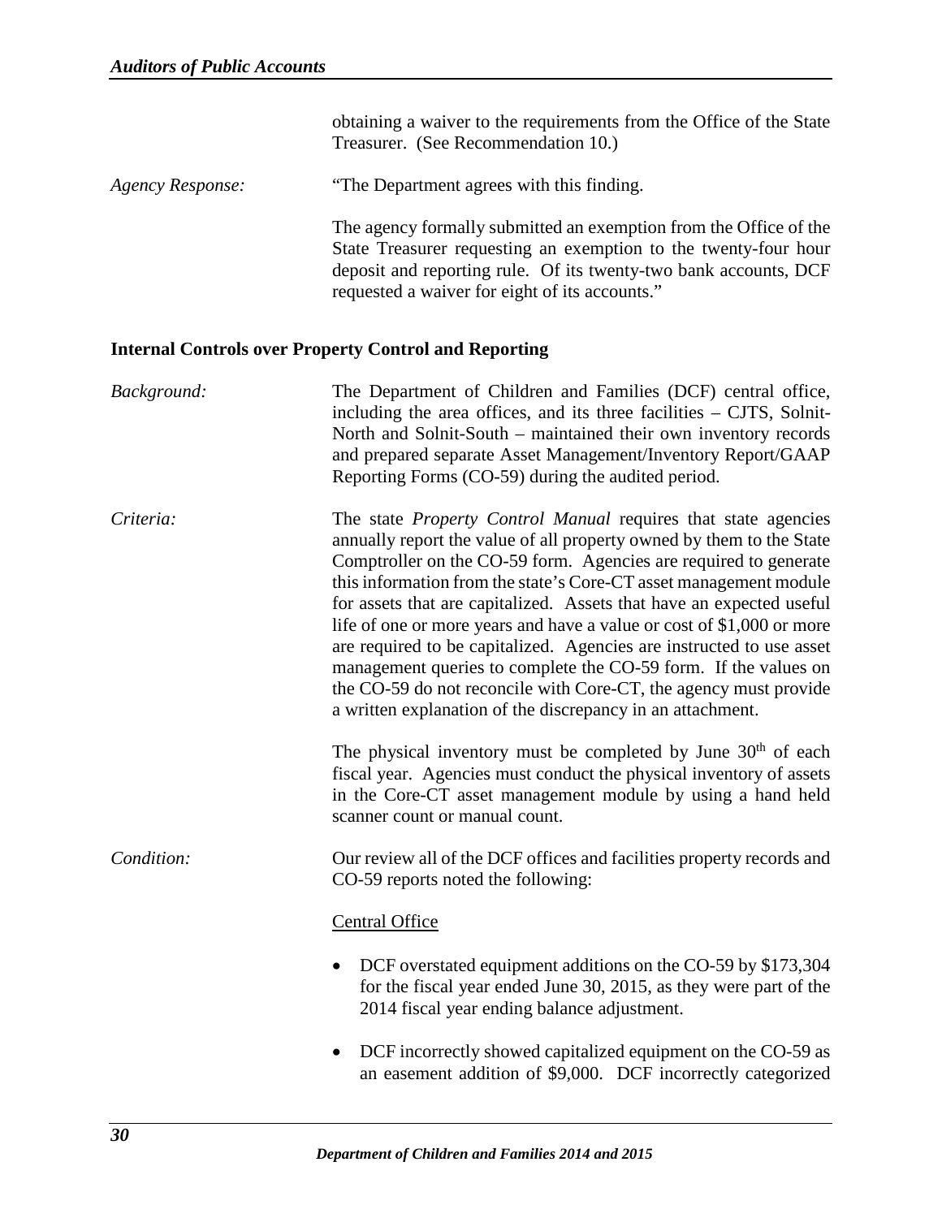obtaining a waiver to the requirements from the Office of the State Treasurer. (See Recommendation 10.)

*Agency Response:* "The Department agrees with this finding.

The agency formally submitted an exemption from the Office of the State Treasurer requesting an exemption to the twenty-four hour deposit and reporting rule. Of its twenty-two bank accounts, DCF requested a waiver for eight of its accounts."

**Internal Controls over Property Control and Reporting**

*Background:* The Department of Children and Families (DCF) central office, including the area offices, and its three facilities – CJTS, Solnit-North and Solnit-South – maintained their own inventory records and prepared separate Asset Management/Inventory Report/GAAP Reporting Forms (CO-59) during the audited period.

*Criteria:* The state *Property Control Manual* requires that state agencies annually report the value of all property owned by them to the State Comptroller on the CO-59 form. Agencies are required to generate this information from the state's Core-CT asset management module for assets that are capitalized. Assets that have an expected useful life of one or more years and have a value or cost of $1,000 or more are required to be capitalized. Agencies are instructed to use asset management queries to complete the CO-59 form. If the values on the CO-59 do not reconcile with Core-CT, the agency must provide a written explanation of the discrepancy in an attachment.

The physical inventory must be completed by June 30th of each fiscal year. Agencies must conduct the physical inventory of assets in the Core-CT asset management module by using a hand held scanner count or manual count.

*Condition:* Our review all of the DCF offices and facilities property records and CO-59 reports noted the following:

Central Office

- DCF overstated equipment additions on the CO-59 by $173,304 for the fiscal year ended June 30, 2015, as they were part of the 2014 fiscal year ending balance adjustment.
- DCF incorrectly showed capitalized equipment on the CO-59 as an easement addition of $9,000. DCF incorrectly categorized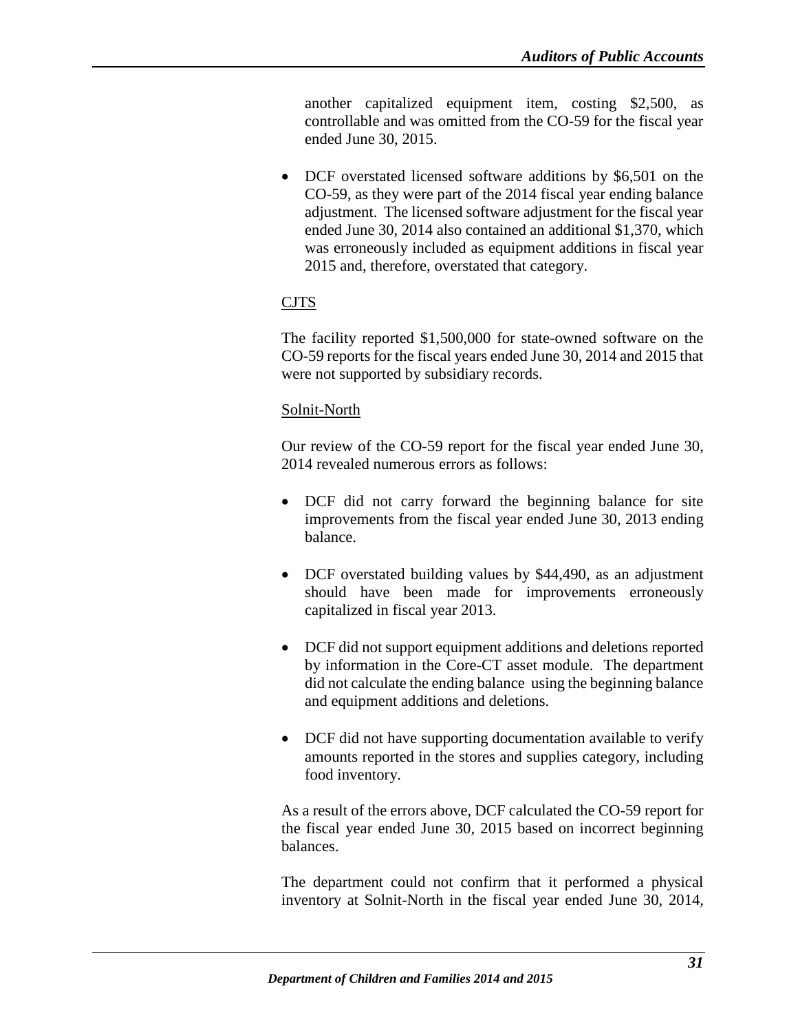another capitalized equipment item, costing $2,500, as controllable and was omitted from the CO-59 for the fiscal year ended June 30, 2015.

- DCF overstated licensed software additions by $6,501 on the CO-59, as they were part of the 2014 fiscal year ending balance adjustment. The licensed software adjustment for the fiscal year ended June 30, 2014 also contained an additional $1,370, which was erroneously included as equipment additions in fiscal year 2015 and, therefore, overstated that category.

CJTS

The facility reported $1,500,000 for state-owned software on the CO-59 reports for the fiscal years ended June 30, 2014 and 2015 that were not supported by subsidiary records.

Solnit-North

Our review of the CO-59 report for the fiscal year ended June 30, 2014 revealed numerous errors as follows:

- DCF did not carry forward the beginning balance for site improvements from the fiscal year ended June 30, 2013 ending balance.

- DCF overstated building values by $44,490, as an adjustment should have been made for improvements erroneously capitalized in fiscal year 2013.

- DCF did not support equipment additions and deletions reported by information in the Core-CT asset module. The department did not calculate the ending balance using the beginning balance and equipment additions and deletions.

- DCF did not have supporting documentation available to verify amounts reported in the stores and supplies category, including food inventory.

As a result of the errors above, DCF calculated the CO-59 report for the fiscal year ended June 30, 2015 based on incorrect beginning balances.

The department could not confirm that it performed a physical inventory at Solnit-North in the fiscal year ended June 30, 2014,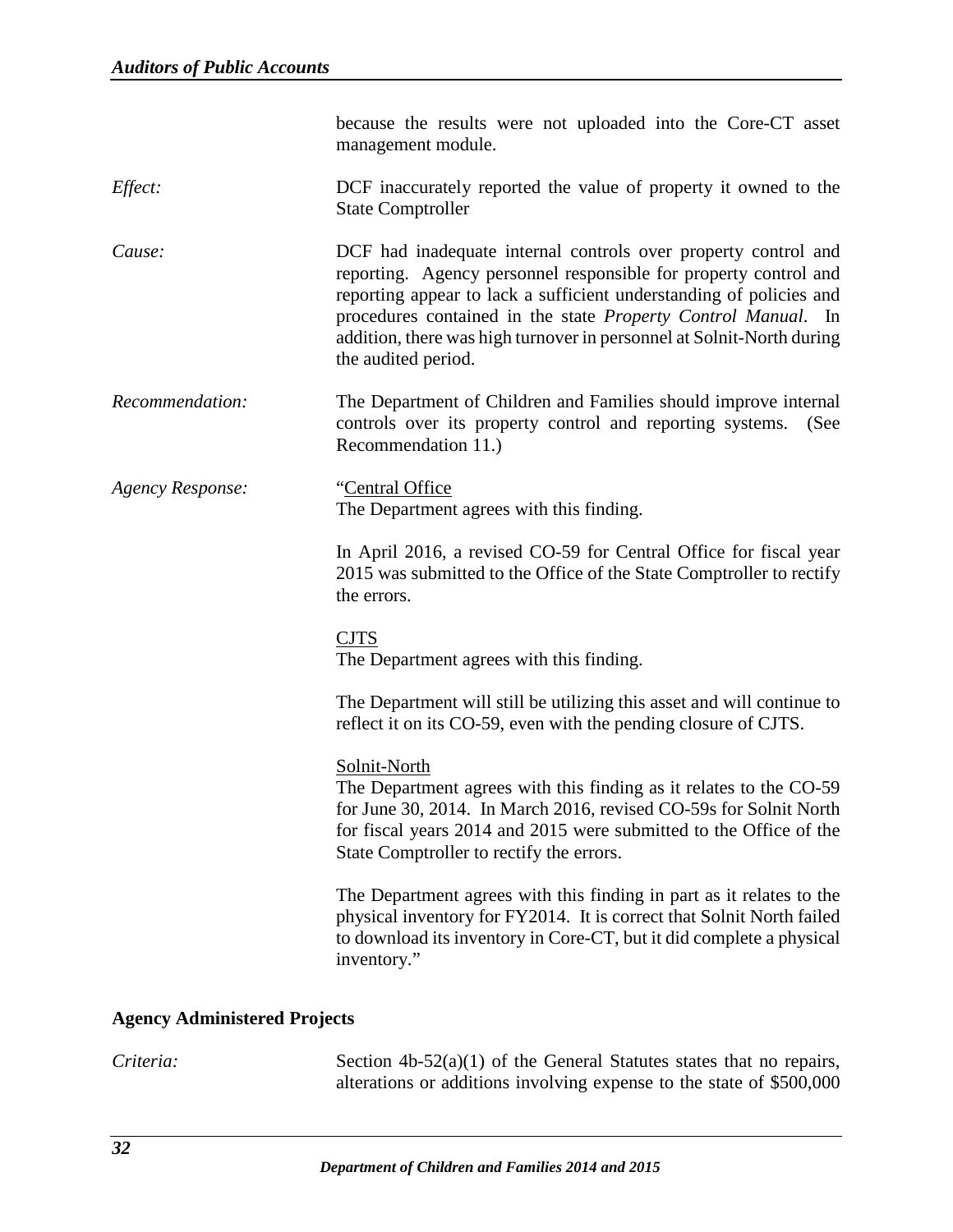because the results were not uploaded into the Core-CT asset management module.

*Effect:* DCF inaccurately reported the value of property it owned to the State Comptroller

*Cause:* DCF had inadequate internal controls over property control and reporting. Agency personnel responsible for property control and reporting appear to lack a sufficient understanding of policies and procedures contained in the state *Property Control Manual*. In addition, there was high turnover in personnel at Solnit-North during the audited period.

*Recommendation:* The Department of Children and Families should improve internal controls over its property control and reporting systems. (See Recommendation 11.)

*Agency Response:* "<u>Central Office</u>
The Department agrees with this finding.

In April 2016, a revised CO-59 for Central Office for fiscal year 2015 was submitted to the Office of the State Comptroller to rectify the errors.

<u>CJTS</u>
The Department agrees with this finding.

The Department will still be utilizing this asset and will continue to reflect it on its CO-59, even with the pending closure of CJTS.

<u>Solnit-North</u>
The Department agrees with this finding as it relates to the CO-59 for June 30, 2014. In March 2016, revised CO-59s for Solnit North for fiscal years 2014 and 2015 were submitted to the Office of the State Comptroller to rectify the errors.

The Department agrees with this finding in part as it relates to the physical inventory for FY2014. It is correct that Solnit North failed to download its inventory in Core-CT, but it did complete a physical inventory."

**Agency Administered Projects**

*Criteria:* Section 4b-52(a)(1) of the General Statutes states that no repairs, alterations or additions involving expense to the state of $500,000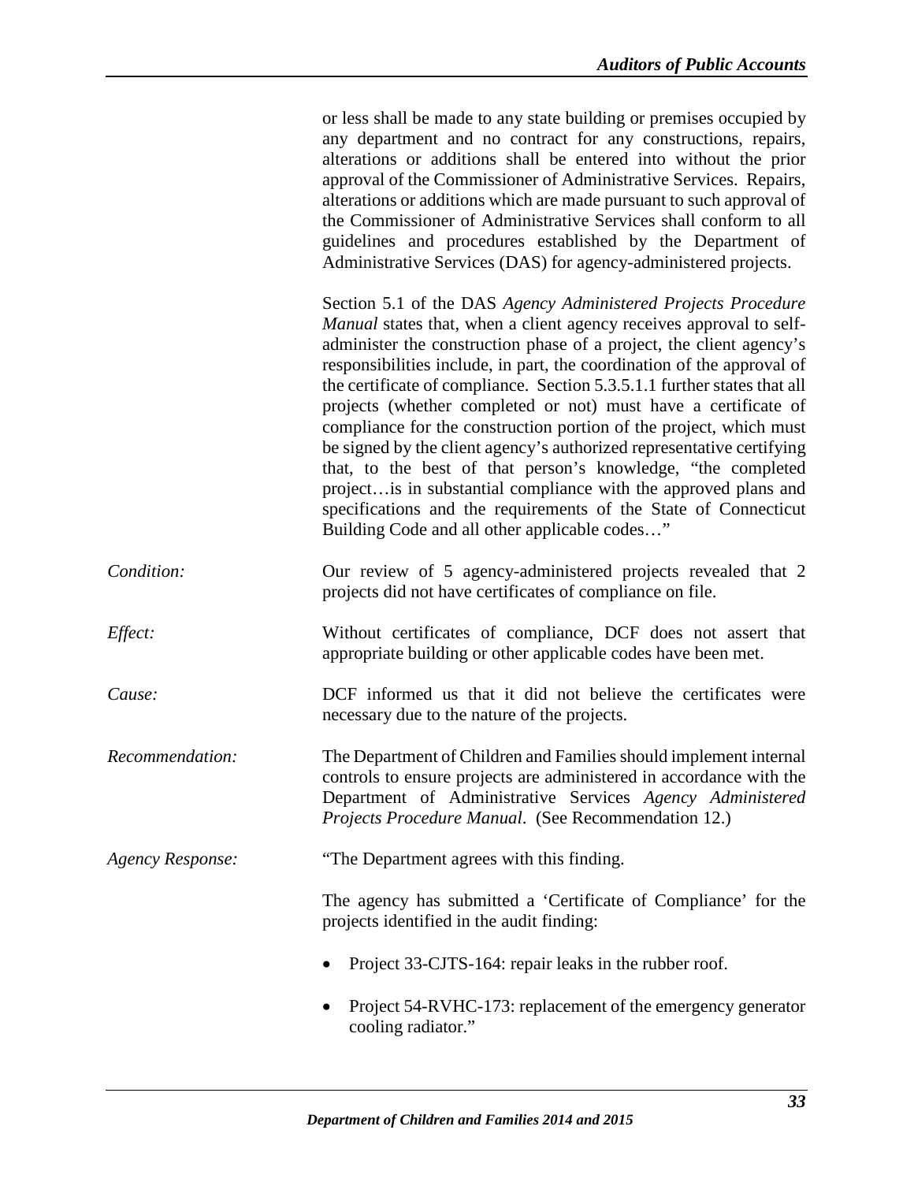or less shall be made to any state building or premises occupied by any department and no contract for any constructions, repairs, alterations or additions shall be entered into without the prior approval of the Commissioner of Administrative Services. Repairs, alterations or additions which are made pursuant to such approval of the Commissioner of Administrative Services shall conform to all guidelines and procedures established by the Department of Administrative Services (DAS) for agency-administered projects.

Section 5.1 of the DAS *Agency Administered Projects Procedure Manual* states that, when a client agency receives approval to self-administer the construction phase of a project, the client agency's responsibilities include, in part, the coordination of the approval of the certificate of compliance. Section 5.3.5.1.1 further states that all projects (whether completed or not) must have a certificate of compliance for the construction portion of the project, which must be signed by the client agency's authorized representative certifying that, to the best of that person's knowledge, "the completed project…is in substantial compliance with the approved plans and specifications and the requirements of the State of Connecticut Building Code and all other applicable codes…"

*Condition:* Our review of 5 agency-administered projects revealed that 2 projects did not have certificates of compliance on file.

*Effect:* Without certificates of compliance, DCF does not assert that appropriate building or other applicable codes have been met.

*Cause:* DCF informed us that it did not believe the certificates were necessary due to the nature of the projects.

*Recommendation:* The Department of Children and Families should implement internal controls to ensure projects are administered in accordance with the Department of Administrative Services *Agency Administered Projects Procedure Manual*. (See Recommendation 12.)

*Agency Response:* "The Department agrees with this finding.

The agency has submitted a 'Certificate of Compliance' for the projects identified in the audit finding:

- Project 33-CJTS-164: repair leaks in the rubber roof.
- Project 54-RVHC-173: replacement of the emergency generator cooling radiator."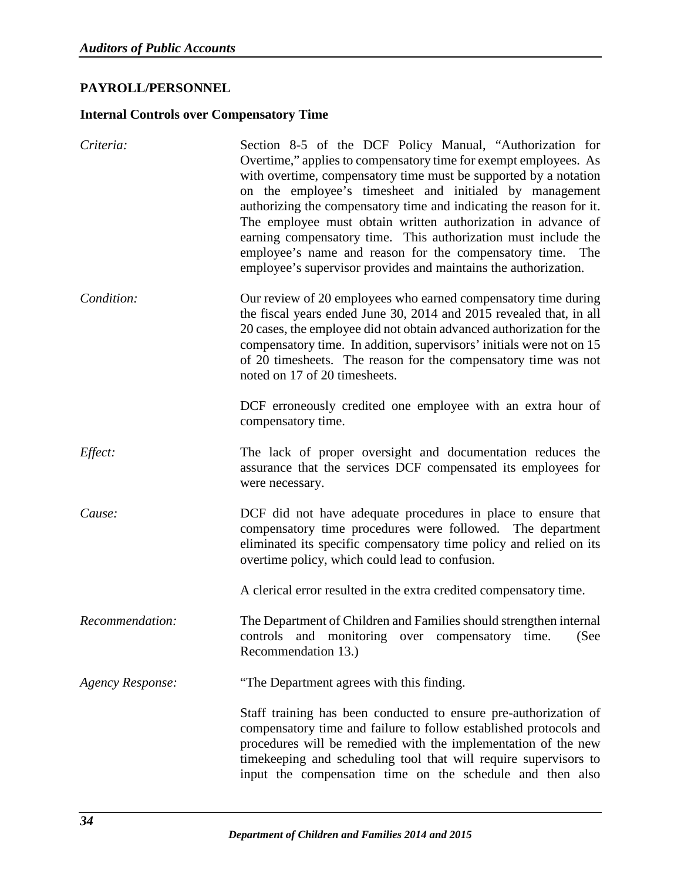## PAYROLL/PERSONNEL

### Internal Controls over Compensatory Time

*Criteria:* Section 8-5 of the DCF Policy Manual, "Authorization for Overtime," applies to compensatory time for exempt employees. As with overtime, compensatory time must be supported by a notation on the employee's timesheet and initialed by management authorizing the compensatory time and indicating the reason for it. The employee must obtain written authorization in advance of earning compensatory time. This authorization must include the employee's name and reason for the compensatory time. The employee's supervisor provides and maintains the authorization.

*Condition:* Our review of 20 employees who earned compensatory time during the fiscal years ended June 30, 2014 and 2015 revealed that, in all 20 cases, the employee did not obtain advanced authorization for the compensatory time. In addition, supervisors' initials were not on 15 of 20 timesheets. The reason for the compensatory time was not noted on 17 of 20 timesheets.

DCF erroneously credited one employee with an extra hour of compensatory time.

*Effect:* The lack of proper oversight and documentation reduces the assurance that the services DCF compensated its employees for were necessary.

*Cause:* DCF did not have adequate procedures in place to ensure that compensatory time procedures were followed. The department eliminated its specific compensatory time policy and relied on its overtime policy, which could lead to confusion.

A clerical error resulted in the extra credited compensatory time.

*Recommendation:* The Department of Children and Families should strengthen internal controls and monitoring over compensatory time. (See Recommendation 13.)

*Agency Response:* "The Department agrees with this finding.

Staff training has been conducted to ensure pre-authorization of compensatory time and failure to follow established protocols and procedures will be remedied with the implementation of the new timekeeping and scheduling tool that will require supervisors to input the compensation time on the schedule and then also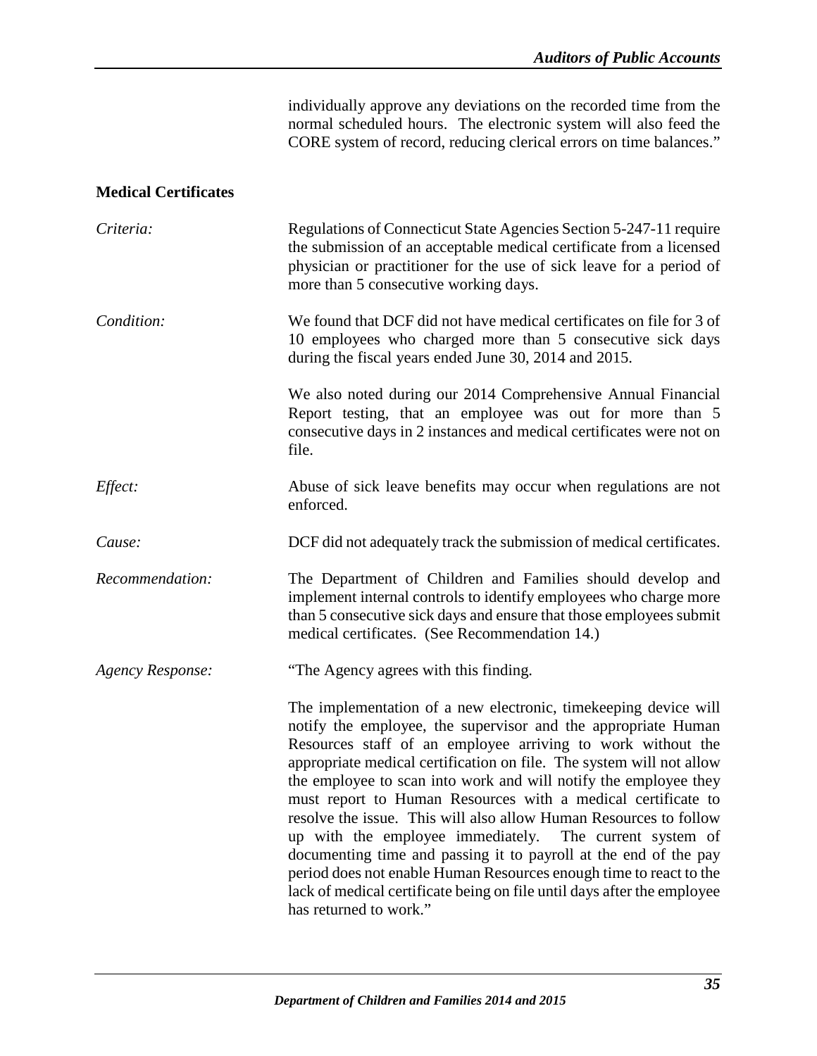individually approve any deviations on the recorded time from the normal scheduled hours. The electronic system will also feed the CORE system of record, reducing clerical errors on time balances."

**Medical Certificates**

*Criteria:* Regulations of Connecticut State Agencies Section 5-247-11 require the submission of an acceptable medical certificate from a licensed physician or practitioner for the use of sick leave for a period of more than 5 consecutive working days.

*Condition:* We found that DCF did not have medical certificates on file for 3 of 10 employees who charged more than 5 consecutive sick days during the fiscal years ended June 30, 2014 and 2015.

We also noted during our 2014 Comprehensive Annual Financial Report testing, that an employee was out for more than 5 consecutive days in 2 instances and medical certificates were not on file.

*Effect:* Abuse of sick leave benefits may occur when regulations are not enforced.

*Cause:* DCF did not adequately track the submission of medical certificates.

*Recommendation:* The Department of Children and Families should develop and implement internal controls to identify employees who charge more than 5 consecutive sick days and ensure that those employees submit medical certificates. (See Recommendation 14.)

*Agency Response:* "The Agency agrees with this finding.

The implementation of a new electronic, timekeeping device will notify the employee, the supervisor and the appropriate Human Resources staff of an employee arriving to work without the appropriate medical certification on file. The system will not allow the employee to scan into work and will notify the employee they must report to Human Resources with a medical certificate to resolve the issue. This will also allow Human Resources to follow up with the employee immediately. The current system of documenting time and passing it to payroll at the end of the pay period does not enable Human Resources enough time to react to the lack of medical certificate being on file until days after the employee has returned to work."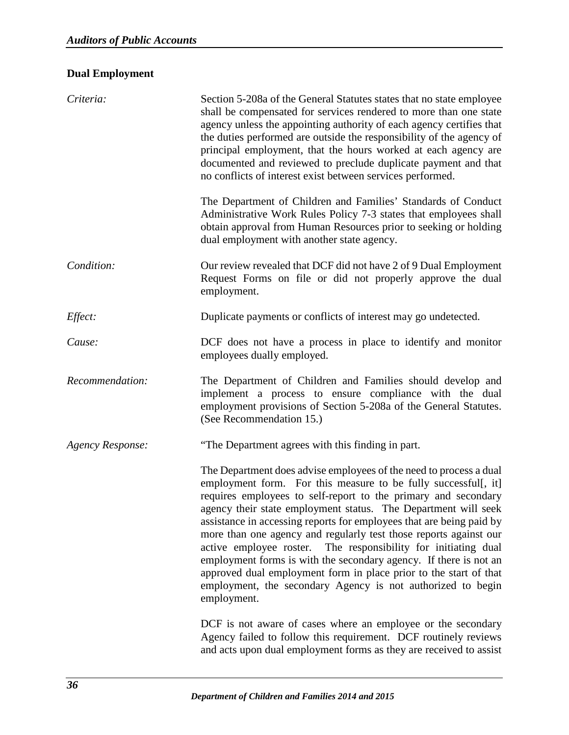## Dual Employment

*Criteria:* Section 5-208a of the General Statutes states that no state employee shall be compensated for services rendered to more than one state agency unless the appointing authority of each agency certifies that the duties performed are outside the responsibility of the agency of principal employment, that the hours worked at each agency are documented and reviewed to preclude duplicate payment and that no conflicts of interest exist between services performed.

The Department of Children and Families' Standards of Conduct Administrative Work Rules Policy 7-3 states that employees shall obtain approval from Human Resources prior to seeking or holding dual employment with another state agency.

*Condition:* Our review revealed that DCF did not have 2 of 9 Dual Employment Request Forms on file or did not properly approve the dual employment.

*Effect:* Duplicate payments or conflicts of interest may go undetected.

*Cause:* DCF does not have a process in place to identify and monitor employees dually employed.

*Recommendation:* The Department of Children and Families should develop and implement a process to ensure compliance with the dual employment provisions of Section 5-208a of the General Statutes. (See Recommendation 15.)

*Agency Response:* "The Department agrees with this finding in part.

The Department does advise employees of the need to process a dual employment form. For this measure to be fully successful[, it] requires employees to self-report to the primary and secondary agency their state employment status. The Department will seek assistance in accessing reports for employees that are being paid by more than one agency and regularly test those reports against our active employee roster. The responsibility for initiating dual employment forms is with the secondary agency. If there is not an approved dual employment form in place prior to the start of that employment, the secondary Agency is not authorized to begin employment.

DCF is not aware of cases where an employee or the secondary Agency failed to follow this requirement. DCF routinely reviews and acts upon dual employment forms as they are received to assist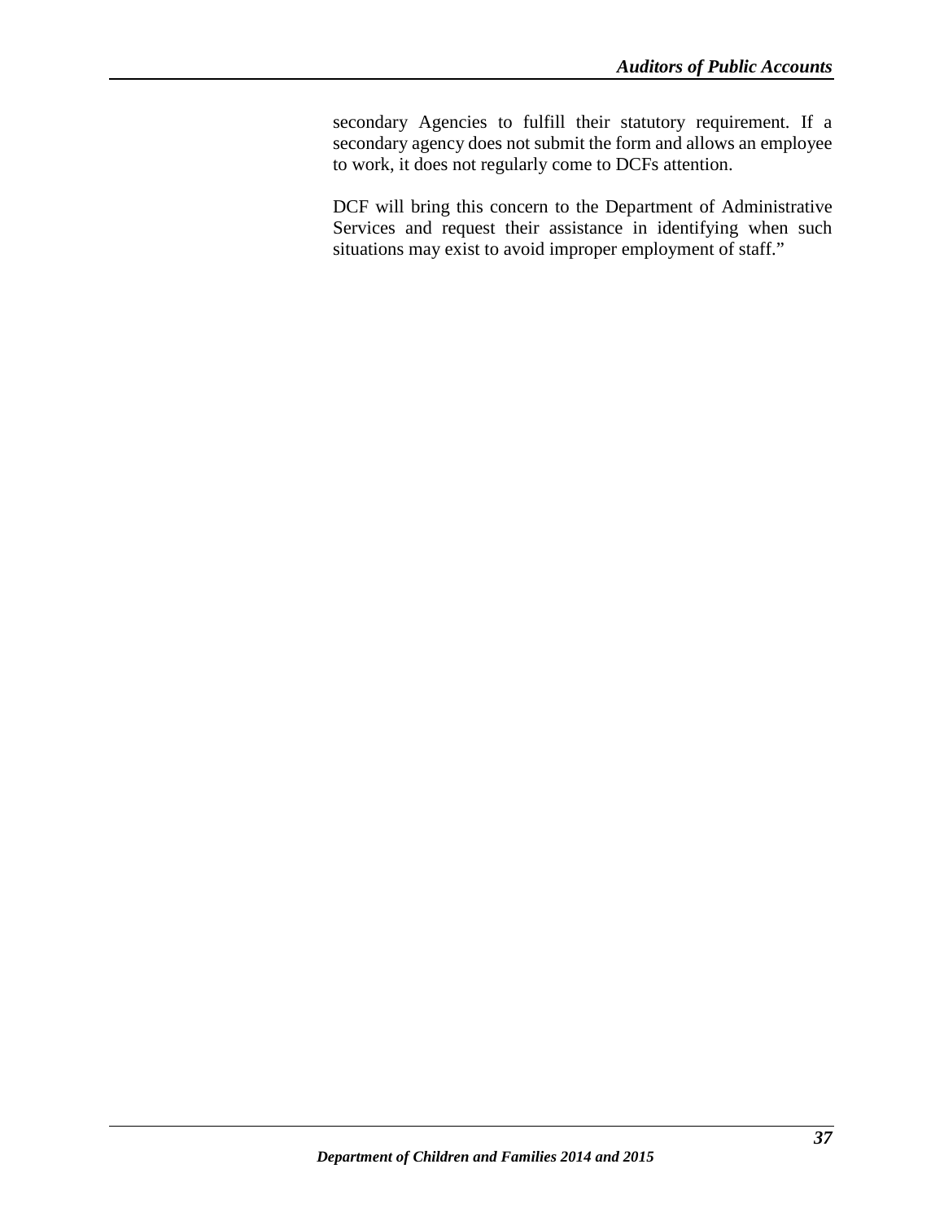secondary Agencies to fulfill their statutory requirement. If a secondary agency does not submit the form and allows an employee to work, it does not regularly come to DCFs attention.

DCF will bring this concern to the Department of Administrative Services and request their assistance in identifying when such situations may exist to avoid improper employment of staff."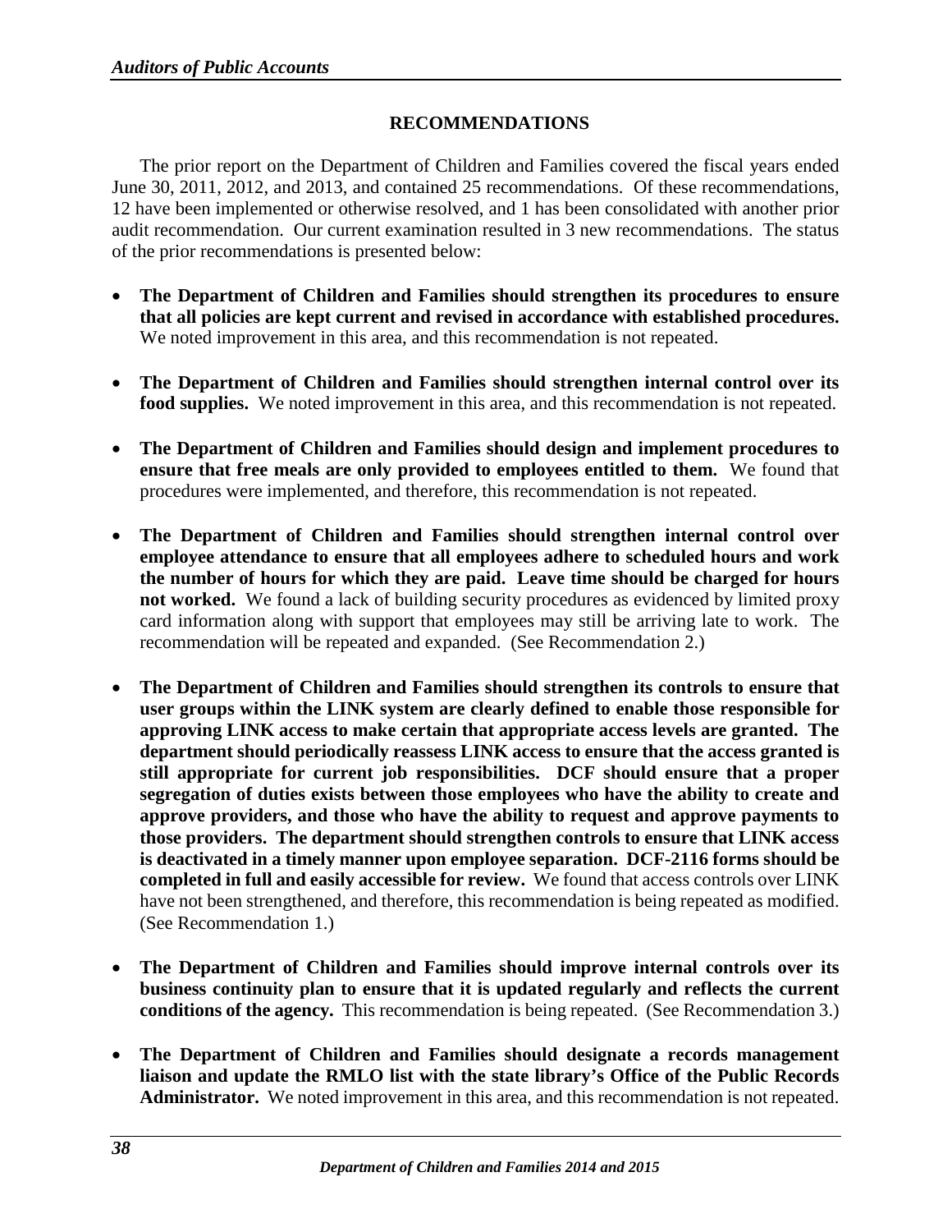## RECOMMENDATIONS

The prior report on the Department of Children and Families covered the fiscal years ended June 30, 2011, 2012, and 2013, and contained 25 recommendations. Of these recommendations, 12 have been implemented or otherwise resolved, and 1 has been consolidated with another prior audit recommendation. Our current examination resulted in 3 new recommendations. The status of the prior recommendations is presented below:

- **The Department of Children and Families should strengthen its procedures to ensure that all policies are kept current and revised in accordance with established procedures.** We noted improvement in this area, and this recommendation is not repeated.

- **The Department of Children and Families should strengthen internal control over its food supplies.** We noted improvement in this area, and this recommendation is not repeated.

- **The Department of Children and Families should design and implement procedures to ensure that free meals are only provided to employees entitled to them.** We found that procedures were implemented, and therefore, this recommendation is not repeated.

- **The Department of Children and Families should strengthen internal control over employee attendance to ensure that all employees adhere to scheduled hours and work the number of hours for which they are paid. Leave time should be charged for hours not worked.** We found a lack of building security procedures as evidenced by limited proxy card information along with support that employees may still be arriving late to work. The recommendation will be repeated and expanded. (See Recommendation 2.)

- **The Department of Children and Families should strengthen its controls to ensure that user groups within the LINK system are clearly defined to enable those responsible for approving LINK access to make certain that appropriate access levels are granted. The department should periodically reassess LINK access to ensure that the access granted is still appropriate for current job responsibilities. DCF should ensure that a proper segregation of duties exists between those employees who have the ability to create and approve providers, and those who have the ability to request and approve payments to those providers. The department should strengthen controls to ensure that LINK access is deactivated in a timely manner upon employee separation. DCF-2116 forms should be completed in full and easily accessible for review.** We found that access controls over LINK have not been strengthened, and therefore, this recommendation is being repeated as modified. (See Recommendation 1.)

- **The Department of Children and Families should improve internal controls over its business continuity plan to ensure that it is updated regularly and reflects the current conditions of the agency.** This recommendation is being repeated. (See Recommendation 3.)

- **The Department of Children and Families should designate a records management liaison and update the RMLO list with the state library's Office of the Public Records Administrator.** We noted improvement in this area, and this recommendation is not repeated.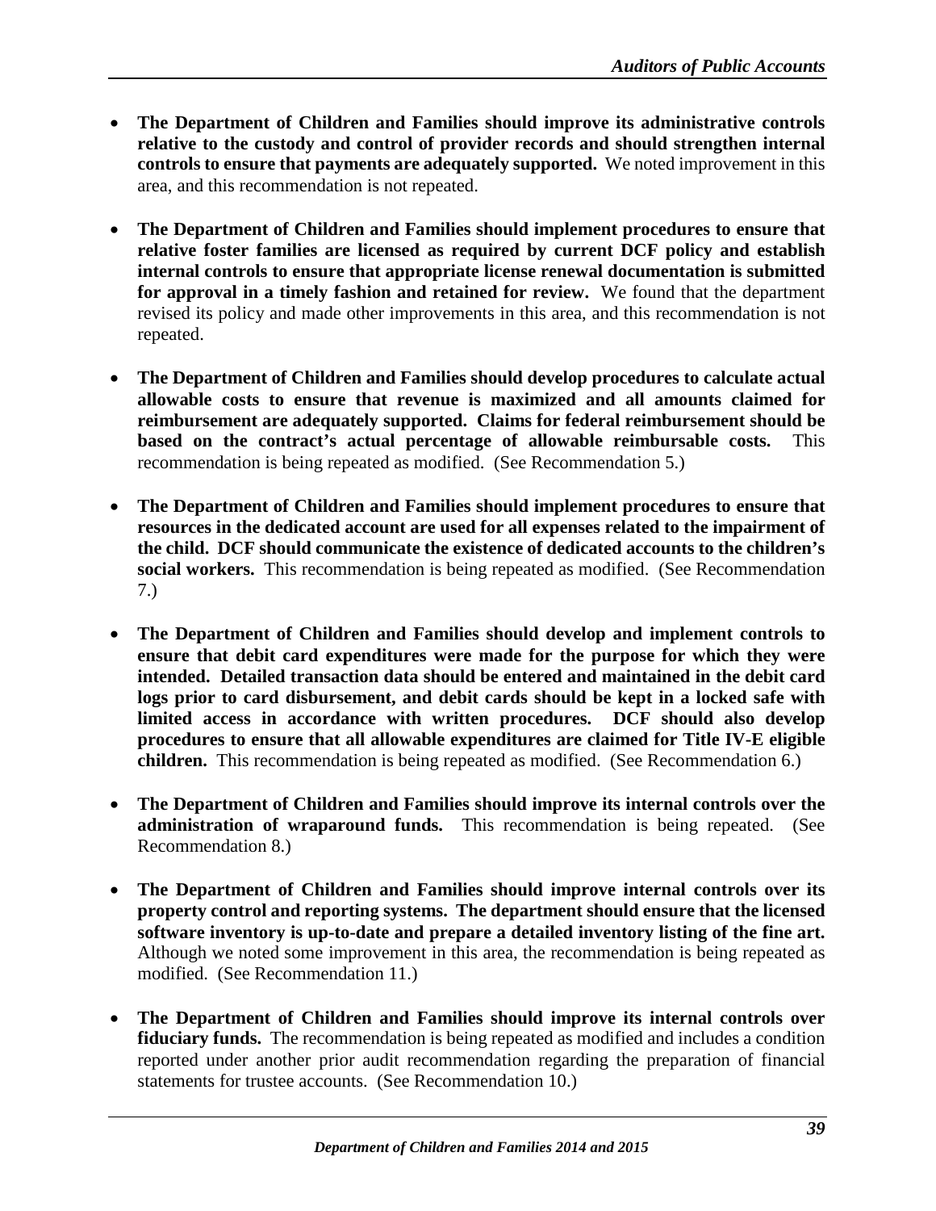- **The Department of Children and Families should improve its administrative controls relative to the custody and control of provider records and should strengthen internal controls to ensure that payments are adequately supported.** We noted improvement in this area, and this recommendation is not repeated.

- **The Department of Children and Families should implement procedures to ensure that relative foster families are licensed as required by current DCF policy and establish internal controls to ensure that appropriate license renewal documentation is submitted for approval in a timely fashion and retained for review.** We found that the department revised its policy and made other improvements in this area, and this recommendation is not repeated.

- **The Department of Children and Families should develop procedures to calculate actual allowable costs to ensure that revenue is maximized and all amounts claimed for reimbursement are adequately supported. Claims for federal reimbursement should be based on the contract's actual percentage of allowable reimbursable costs.** This recommendation is being repeated as modified. (See Recommendation 5.)

- **The Department of Children and Families should implement procedures to ensure that resources in the dedicated account are used for all expenses related to the impairment of the child. DCF should communicate the existence of dedicated accounts to the children's social workers.** This recommendation is being repeated as modified. (See Recommendation 7.)

- **The Department of Children and Families should develop and implement controls to ensure that debit card expenditures were made for the purpose for which they were intended. Detailed transaction data should be entered and maintained in the debit card logs prior to card disbursement, and debit cards should be kept in a locked safe with limited access in accordance with written procedures. DCF should also develop procedures to ensure that all allowable expenditures are claimed for Title IV-E eligible children.** This recommendation is being repeated as modified. (See Recommendation 6.)

- **The Department of Children and Families should improve its internal controls over the administration of wraparound funds.** This recommendation is being repeated. (See Recommendation 8.)

- **The Department of Children and Families should improve internal controls over its property control and reporting systems. The department should ensure that the licensed software inventory is up-to-date and prepare a detailed inventory listing of the fine art.** Although we noted some improvement in this area, the recommendation is being repeated as modified. (See Recommendation 11.)

- **The Department of Children and Families should improve its internal controls over fiduciary funds.** The recommendation is being repeated as modified and includes a condition reported under another prior audit recommendation regarding the preparation of financial statements for trustee accounts. (See Recommendation 10.)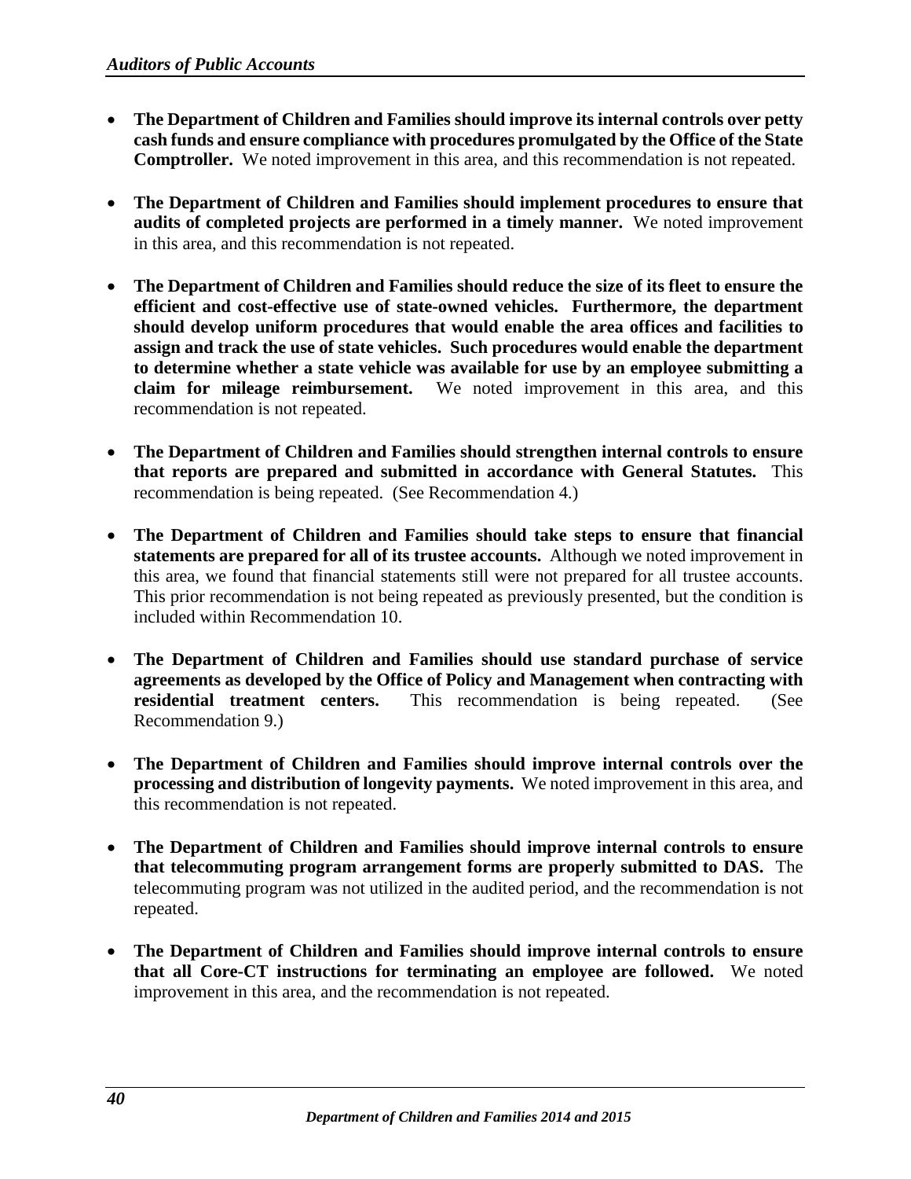- **The Department of Children and Families should improve its internal controls over petty cash funds and ensure compliance with procedures promulgated by the Office of the State Comptroller.** We noted improvement in this area, and this recommendation is not repeated.

- **The Department of Children and Families should implement procedures to ensure that audits of completed projects are performed in a timely manner.** We noted improvement in this area, and this recommendation is not repeated.

- **The Department of Children and Families should reduce the size of its fleet to ensure the efficient and cost-effective use of state-owned vehicles. Furthermore, the department should develop uniform procedures that would enable the area offices and facilities to assign and track the use of state vehicles. Such procedures would enable the department to determine whether a state vehicle was available for use by an employee submitting a claim for mileage reimbursement.** We noted improvement in this area, and this recommendation is not repeated.

- **The Department of Children and Families should strengthen internal controls to ensure that reports are prepared and submitted in accordance with General Statutes.** This recommendation is being repeated. (See Recommendation 4.)

- **The Department of Children and Families should take steps to ensure that financial statements are prepared for all of its trustee accounts.** Although we noted improvement in this area, we found that financial statements still were not prepared for all trustee accounts. This prior recommendation is not being repeated as previously presented, but the condition is included within Recommendation 10.

- **The Department of Children and Families should use standard purchase of service agreements as developed by the Office of Policy and Management when contracting with residential treatment centers.** This recommendation is being repeated. (See Recommendation 9.)

- **The Department of Children and Families should improve internal controls over the processing and distribution of longevity payments.** We noted improvement in this area, and this recommendation is not repeated.

- **The Department of Children and Families should improve internal controls to ensure that telecommuting program arrangement forms are properly submitted to DAS.** The telecommuting program was not utilized in the audited period, and the recommendation is not repeated.

- **The Department of Children and Families should improve internal controls to ensure that all Core-CT instructions for terminating an employee are followed.** We noted improvement in this area, and the recommendation is not repeated.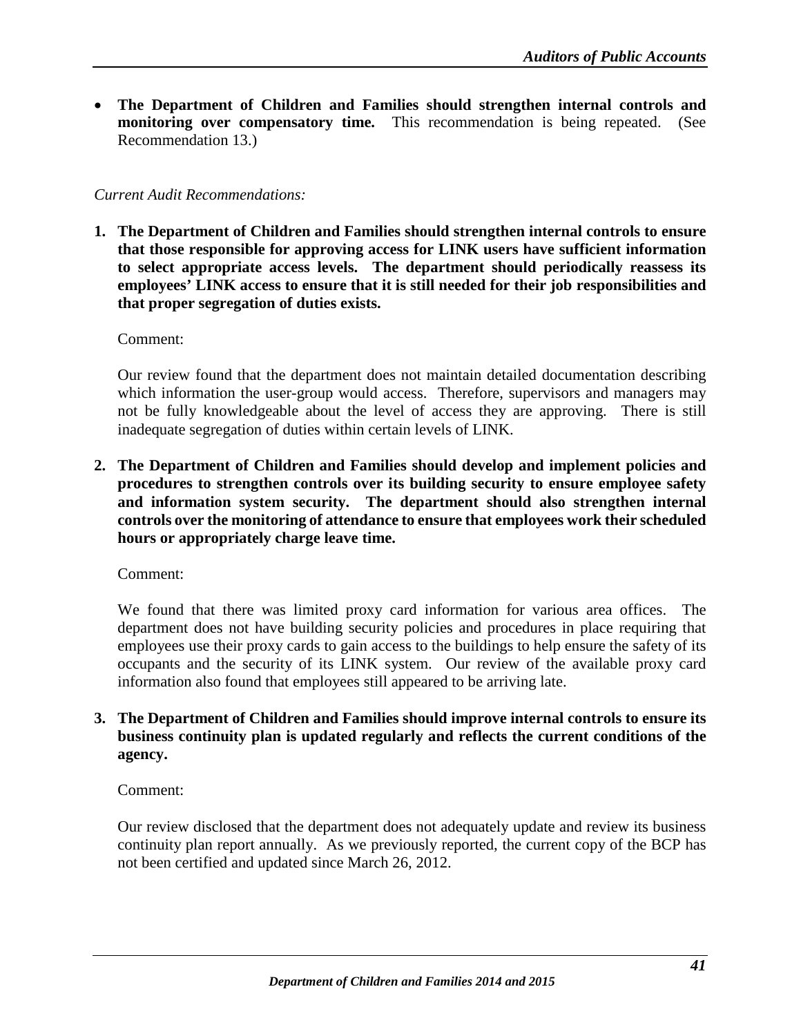- **The Department of Children and Families should strengthen internal controls and monitoring over compensatory time.** This recommendation is being repeated. (See Recommendation 13.)

*Current Audit Recommendations:*

**1. The Department of Children and Families should strengthen internal controls to ensure that those responsible for approving access for LINK users have sufficient information to select appropriate access levels. The department should periodically reassess its employees' LINK access to ensure that it is still needed for their job responsibilities and that proper segregation of duties exists.**

Comment:

Our review found that the department does not maintain detailed documentation describing which information the user-group would access. Therefore, supervisors and managers may not be fully knowledgeable about the level of access they are approving. There is still inadequate segregation of duties within certain levels of LINK.

**2. The Department of Children and Families should develop and implement policies and procedures to strengthen controls over its building security to ensure employee safety and information system security. The department should also strengthen internal controls over the monitoring of attendance to ensure that employees work their scheduled hours or appropriately charge leave time.**

Comment:

We found that there was limited proxy card information for various area offices. The department does not have building security policies and procedures in place requiring that employees use their proxy cards to gain access to the buildings to help ensure the safety of its occupants and the security of its LINK system. Our review of the available proxy card information also found that employees still appeared to be arriving late.

**3. The Department of Children and Families should improve internal controls to ensure its business continuity plan is updated regularly and reflects the current conditions of the agency.**

Comment:

Our review disclosed that the department does not adequately update and review its business continuity plan report annually. As we previously reported, the current copy of the BCP has not been certified and updated since March 26, 2012.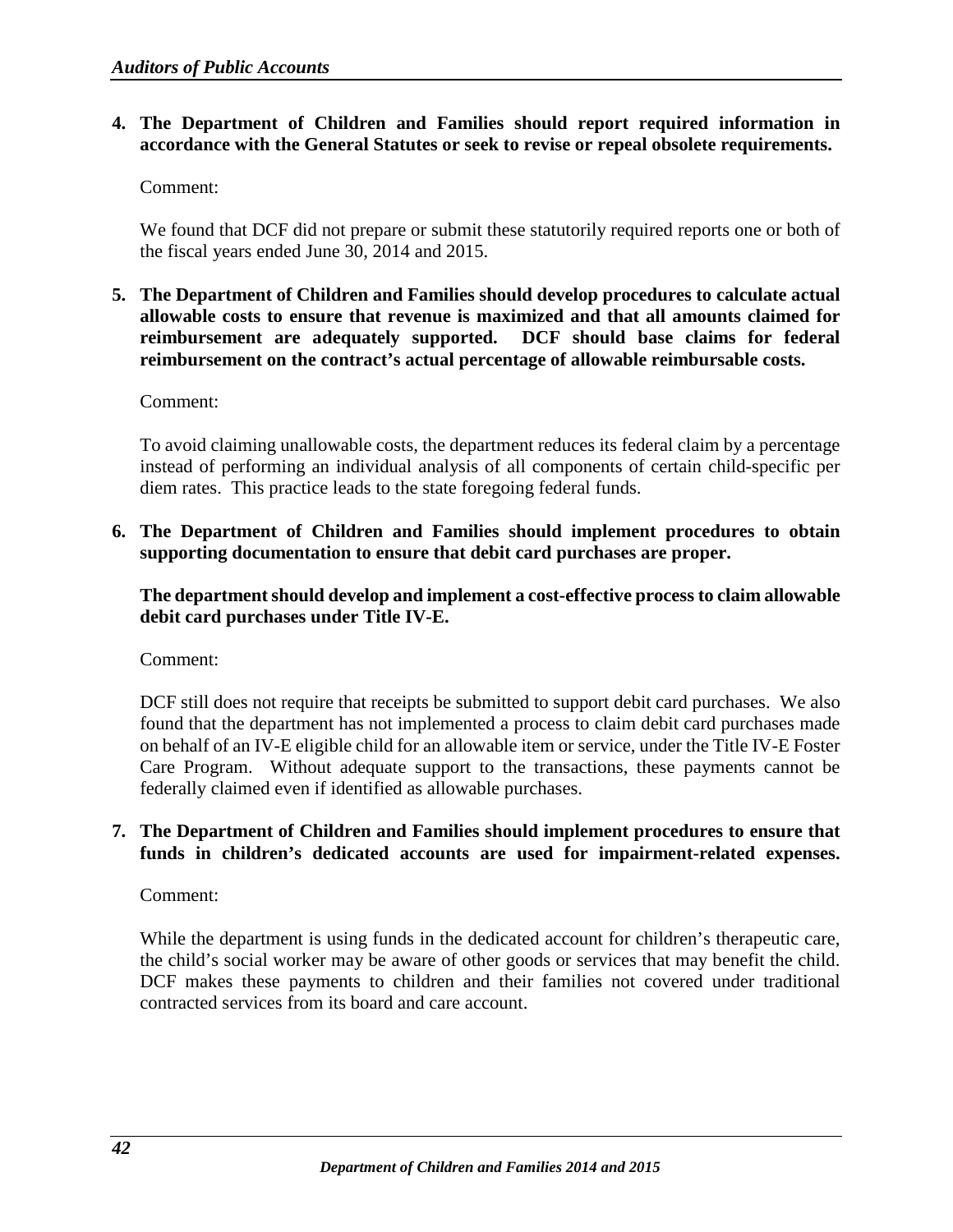**4. The Department of Children and Families should report required information in accordance with the General Statutes or seek to revise or repeal obsolete requirements.**

Comment:

We found that DCF did not prepare or submit these statutorily required reports one or both of the fiscal years ended June 30, 2014 and 2015.

**5. The Department of Children and Families should develop procedures to calculate actual allowable costs to ensure that revenue is maximized and that all amounts claimed for reimbursement are adequately supported. DCF should base claims for federal reimbursement on the contract's actual percentage of allowable reimbursable costs.**

Comment:

To avoid claiming unallowable costs, the department reduces its federal claim by a percentage instead of performing an individual analysis of all components of certain child-specific per diem rates. This practice leads to the state foregoing federal funds.

**6. The Department of Children and Families should implement procedures to obtain supporting documentation to ensure that debit card purchases are proper.**

**The department should develop and implement a cost-effective process to claim allowable debit card purchases under Title IV-E.**

Comment:

DCF still does not require that receipts be submitted to support debit card purchases. We also found that the department has not implemented a process to claim debit card purchases made on behalf of an IV-E eligible child for an allowable item or service, under the Title IV-E Foster Care Program. Without adequate support to the transactions, these payments cannot be federally claimed even if identified as allowable purchases.

**7. The Department of Children and Families should implement procedures to ensure that funds in children's dedicated accounts are used for impairment-related expenses.**

Comment:

While the department is using funds in the dedicated account for children's therapeutic care, the child's social worker may be aware of other goods or services that may benefit the child. DCF makes these payments to children and their families not covered under traditional contracted services from its board and care account.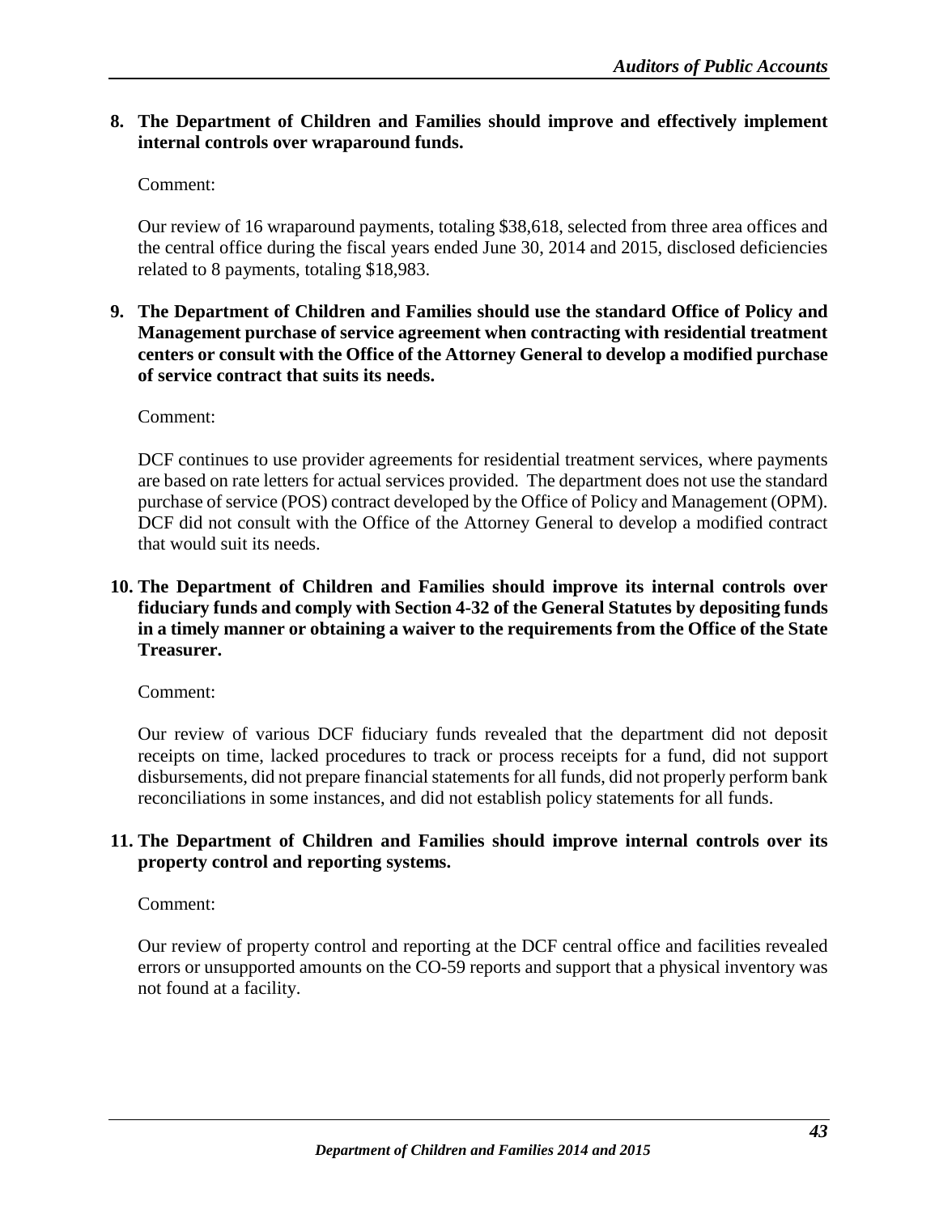8. **The Department of Children and Families should improve and effectively implement internal controls over wraparound funds.**

   Comment:

   Our review of 16 wraparound payments, totaling $38,618, selected from three area offices and the central office during the fiscal years ended June 30, 2014 and 2015, disclosed deficiencies related to 8 payments, totaling $18,983.

9. **The Department of Children and Families should use the standard Office of Policy and Management purchase of service agreement when contracting with residential treatment centers or consult with the Office of the Attorney General to develop a modified purchase of service contract that suits its needs.**

   Comment:

   DCF continues to use provider agreements for residential treatment services, where payments are based on rate letters for actual services provided. The department does not use the standard purchase of service (POS) contract developed by the Office of Policy and Management (OPM). DCF did not consult with the Office of the Attorney General to develop a modified contract that would suit its needs.

10. **The Department of Children and Families should improve its internal controls over fiduciary funds and comply with Section 4-32 of the General Statutes by depositing funds in a timely manner or obtaining a waiver to the requirements from the Office of the State Treasurer.**

    Comment:

    Our review of various DCF fiduciary funds revealed that the department did not deposit receipts on time, lacked procedures to track or process receipts for a fund, did not support disbursements, did not prepare financial statements for all funds, did not properly perform bank reconciliations in some instances, and did not establish policy statements for all funds.

11. **The Department of Children and Families should improve internal controls over its property control and reporting systems.**

    Comment:

    Our review of property control and reporting at the DCF central office and facilities revealed errors or unsupported amounts on the CO-59 reports and support that a physical inventory was not found at a facility.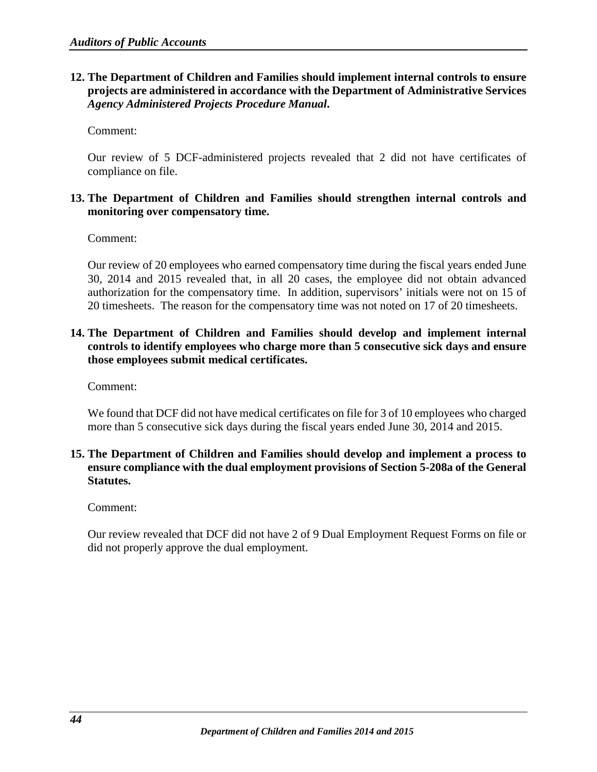**12. The Department of Children and Families should implement internal controls to ensure projects are administered in accordance with the Department of Administrative Services *Agency Administered Projects Procedure Manual*.**

Comment:

Our review of 5 DCF-administered projects revealed that 2 did not have certificates of compliance on file.

**13. The Department of Children and Families should strengthen internal controls and monitoring over compensatory time.**

Comment:

Our review of 20 employees who earned compensatory time during the fiscal years ended June 30, 2014 and 2015 revealed that, in all 20 cases, the employee did not obtain advanced authorization for the compensatory time. In addition, supervisors' initials were not on 15 of 20 timesheets. The reason for the compensatory time was not noted on 17 of 20 timesheets.

**14. The Department of Children and Families should develop and implement internal controls to identify employees who charge more than 5 consecutive sick days and ensure those employees submit medical certificates.**

Comment:

We found that DCF did not have medical certificates on file for 3 of 10 employees who charged more than 5 consecutive sick days during the fiscal years ended June 30, 2014 and 2015.

**15. The Department of Children and Families should develop and implement a process to ensure compliance with the dual employment provisions of Section 5-208a of the General Statutes.**

Comment:

Our review revealed that DCF did not have 2 of 9 Dual Employment Request Forms on file or did not properly approve the dual employment.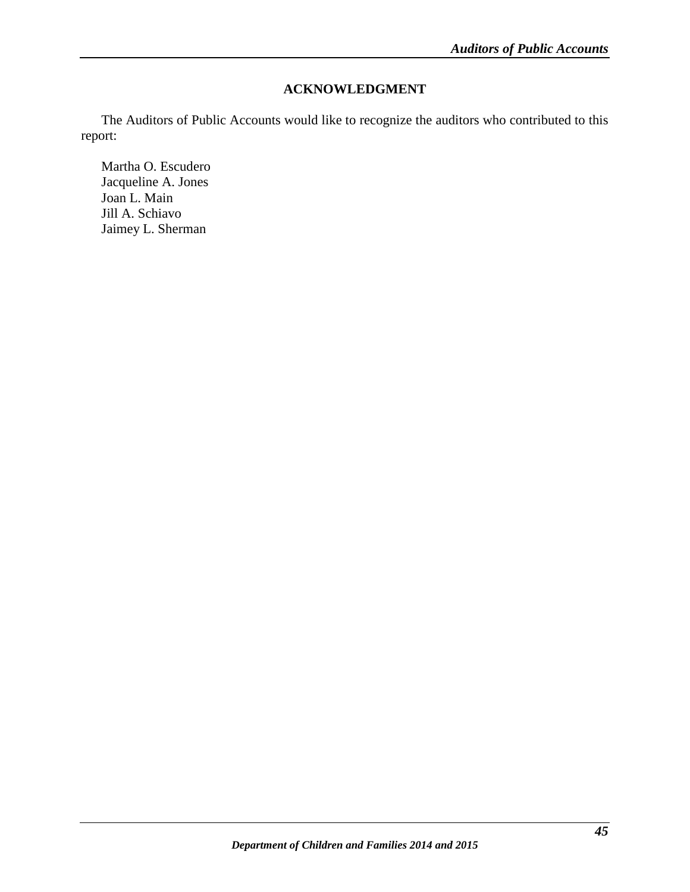## ACKNOWLEDGMENT

The Auditors of Public Accounts would like to recognize the auditors who contributed to this report:

Martha O. Escudero
Jacqueline A. Jones
Joan L. Main
Jill A. Schiavo
Jaimey L. Sherman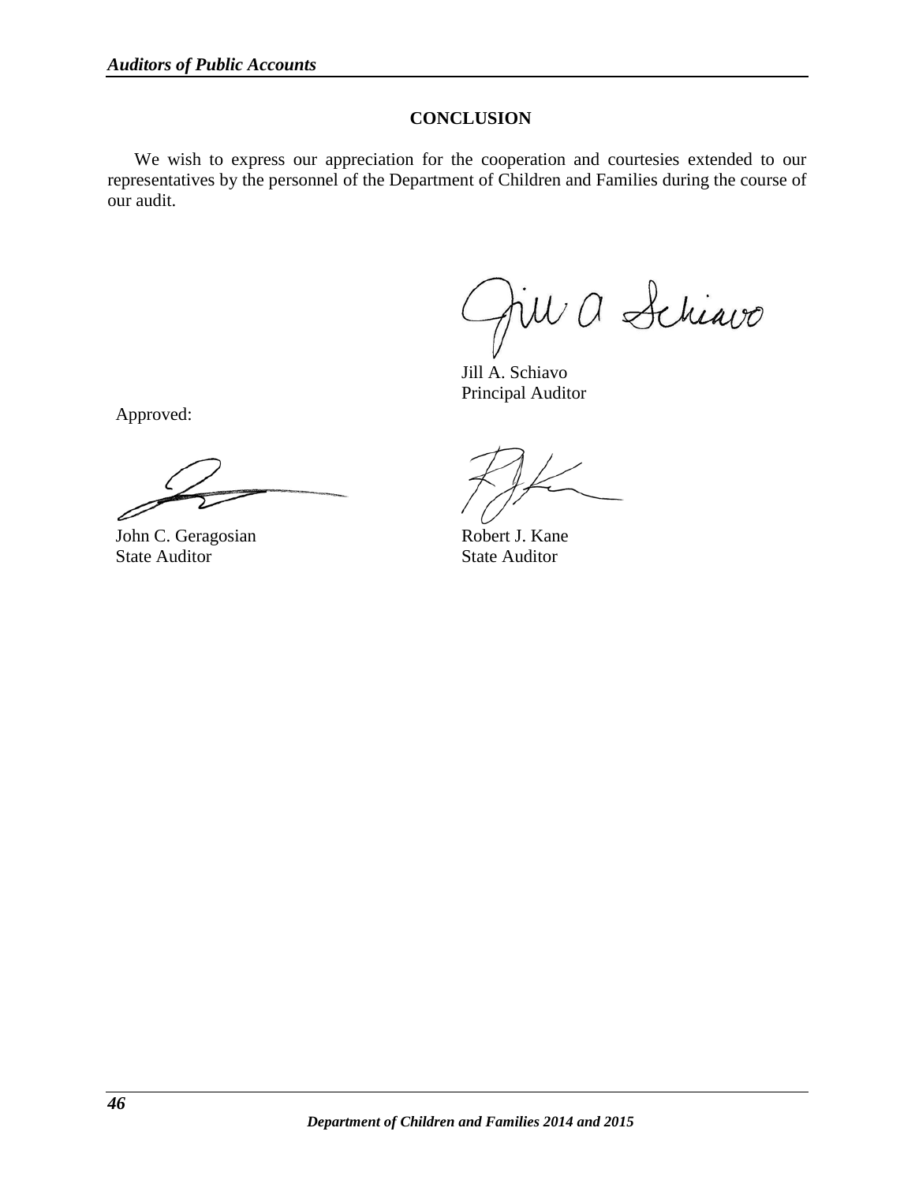## CONCLUSION

We wish to express our appreciation for the cooperation and courtesies extended to our representatives by the personnel of the Department of Children and Families during the course of our audit.

Jill A. Schiavo
Principal Auditor

Approved:

John C. Geragosian
State Auditor

Robert J. Kane
State Auditor